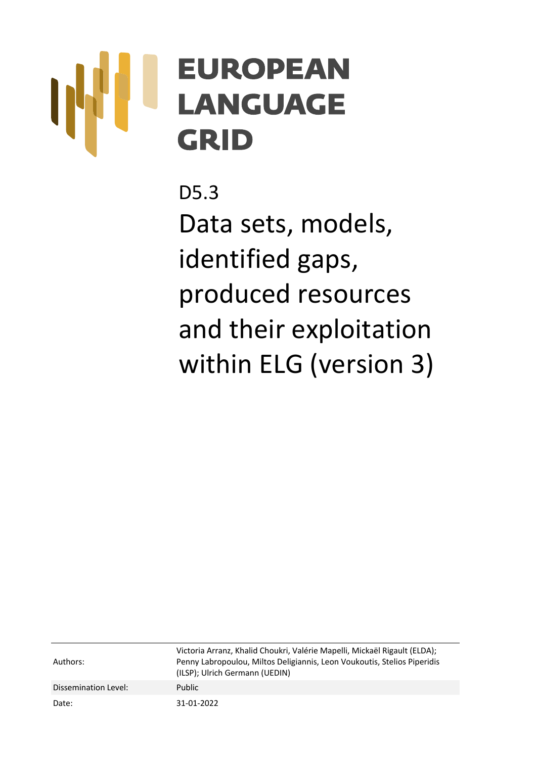# EUROPEAN LANGUAGE GRID

D5.3

# Data sets, models, identified gaps, produced resources and their exploitation within ELG (version 3)

| | |
|---|---|
| Authors: | Victoria Arranz, Khalid Choukri, Valérie Mapelli, Mickaël Rigault (ELDA); Penny Labropoulou, Miltos Deligiannis, Leon Voukoutis, Stelios Piperidis (ILSP); Ulrich Germann (UEDIN) |
| Dissemination Level: | Public |
| Date: | 31-01-2022 |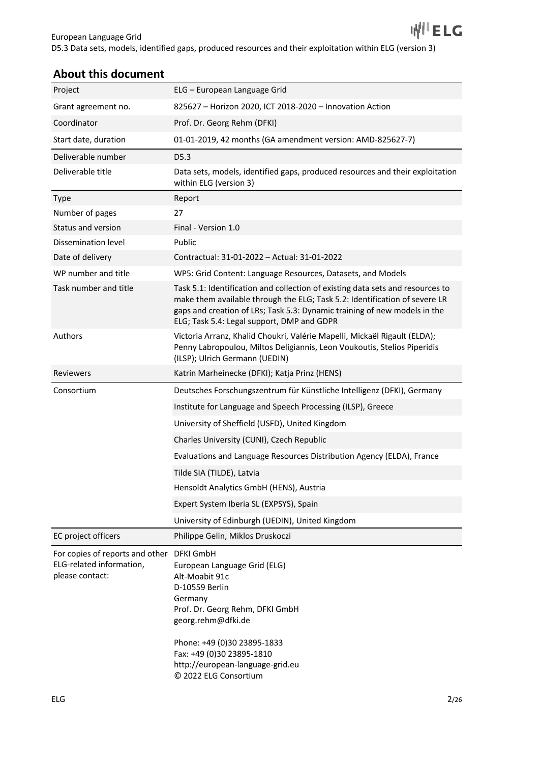## About this document

| | |
|---|---|
| Project | ELG – European Language Grid |
| Grant agreement no. | 825627 – Horizon 2020, ICT 2018-2020 – Innovation Action |
| Coordinator | Prof. Dr. Georg Rehm (DFKI) |
| Start date, duration | 01-01-2019, 42 months (GA amendment version: AMD-825627-7) |
| Deliverable number | D5.3 |
| Deliverable title | Data sets, models, identified gaps, produced resources and their exploitation within ELG (version 3) |
| Type | Report |
| Number of pages | 27 |
| Status and version | Final - Version 1.0 |
| Dissemination level | Public |
| Date of delivery | Contractual: 31-01-2022 – Actual: 31-01-2022 |
| WP number and title | WP5: Grid Content: Language Resources, Datasets, and Models |
| Task number and title | Task 5.1: Identification and collection of existing data sets and resources to make them available through the ELG; Task 5.2: Identification of severe LR gaps and creation of LRs; Task 5.3: Dynamic training of new models in the ELG; Task 5.4: Legal support, DMP and GDPR |
| Authors | Victoria Arranz, Khalid Choukri, Valérie Mapelli, Mickaël Rigault (ELDA); Penny Labropoulou, Miltos Deligiannis, Leon Voukoutis, Stelios Piperidis (ILSP); Ulrich Germann (UEDIN) |
| Reviewers | Katrin Marheinecke (DFKI); Katja Prinz (HENS) |
| Consortium | Deutsches Forschungszentrum für Künstliche Intelligenz (DFKI), Germany |
| | Institute for Language and Speech Processing (ILSP), Greece |
| | University of Sheffield (USFD), United Kingdom |
| | Charles University (CUNI), Czech Republic |
| | Evaluations and Language Resources Distribution Agency (ELDA), France |
| | Tilde SIA (TILDE), Latvia |
| | Hensoldt Analytics GmbH (HENS), Austria |
| | Expert System Iberia SL (EXPSYS), Spain |
| | University of Edinburgh (UEDIN), United Kingdom |
| EC project officers | Philippe Gelin, Miklos Druskoczi |
| For copies of reports and other ELG-related information, please contact: | DFKI GmbH<br>European Language Grid (ELG)<br>Alt-Moabit 91c<br>D-10559 Berlin<br>Germany<br>Prof. Dr. Georg Rehm, DFKI GmbH<br>georg.rehm@dfki.de<br><br>Phone: +49 (0)30 23895-1833<br>Fax: +49 (0)30 23895-1810<br>http://european-language-grid.eu<br>© 2022 ELG Consortium |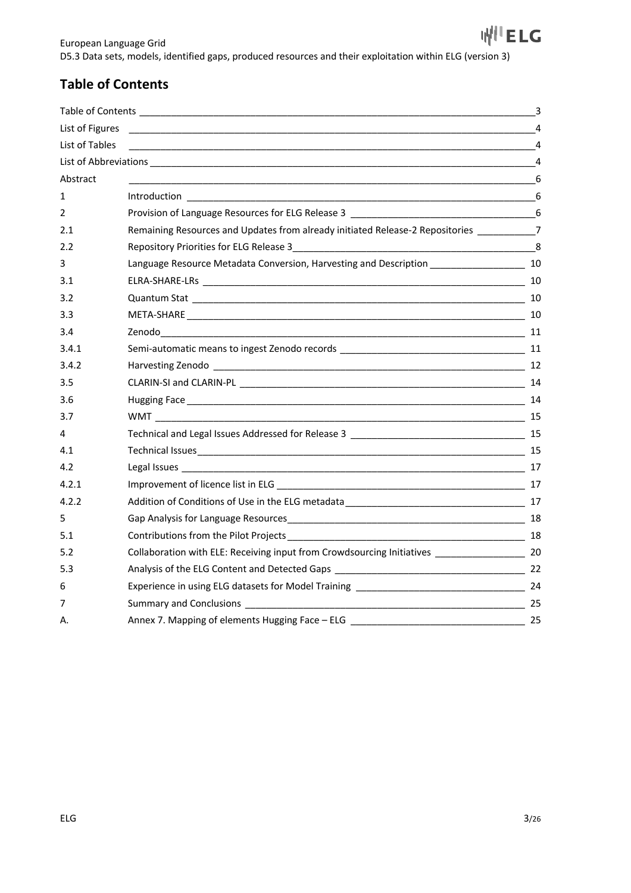## Table of Contents

| | | |
|---|---|---|
| Table of Contents | | 3 |
| List of Figures | | 4 |
| List of Tables | | 4 |
| List of Abbreviations | | 4 |
| Abstract | | 6 |
| 1 | Introduction | 6 |
| 2 | Provision of Language Resources for ELG Release 3 | 6 |
| 2.1 | Remaining Resources and Updates from already initiated Release-2 Repositories | 7 |
| 2.2 | Repository Priorities for ELG Release 3 | 8 |
| 3 | Language Resource Metadata Conversion, Harvesting and Description | 10 |
| 3.1 | ELRA-SHARE-LRs | 10 |
| 3.2 | Quantum Stat | 10 |
| 3.3 | META-SHARE | 10 |
| 3.4 | Zenodo | 11 |
| 3.4.1 | Semi-automatic means to ingest Zenodo records | 11 |
| 3.4.2 | Harvesting Zenodo | 12 |
| 3.5 | CLARIN-SI and CLARIN-PL | 14 |
| 3.6 | Hugging Face | 14 |
| 3.7 | WMT | 15 |
| 4 | Technical and Legal Issues Addressed for Release 3 | 15 |
| 4.1 | Technical Issues | 15 |
| 4.2 | Legal Issues | 17 |
| 4.2.1 | Improvement of licence list in ELG | 17 |
| 4.2.2 | Addition of Conditions of Use in the ELG metadata | 17 |
| 5 | Gap Analysis for Language Resources | 18 |
| 5.1 | Contributions from the Pilot Projects | 18 |
| 5.2 | Collaboration with ELE: Receiving input from Crowdsourcing Initiatives | 20 |
| 5.3 | Analysis of the ELG Content and Detected Gaps | 22 |
| 6 | Experience in using ELG datasets for Model Training | 24 |
| 7 | Summary and Conclusions | 25 |
| A. | Annex 7. Mapping of elements Hugging Face – ELG | 25 |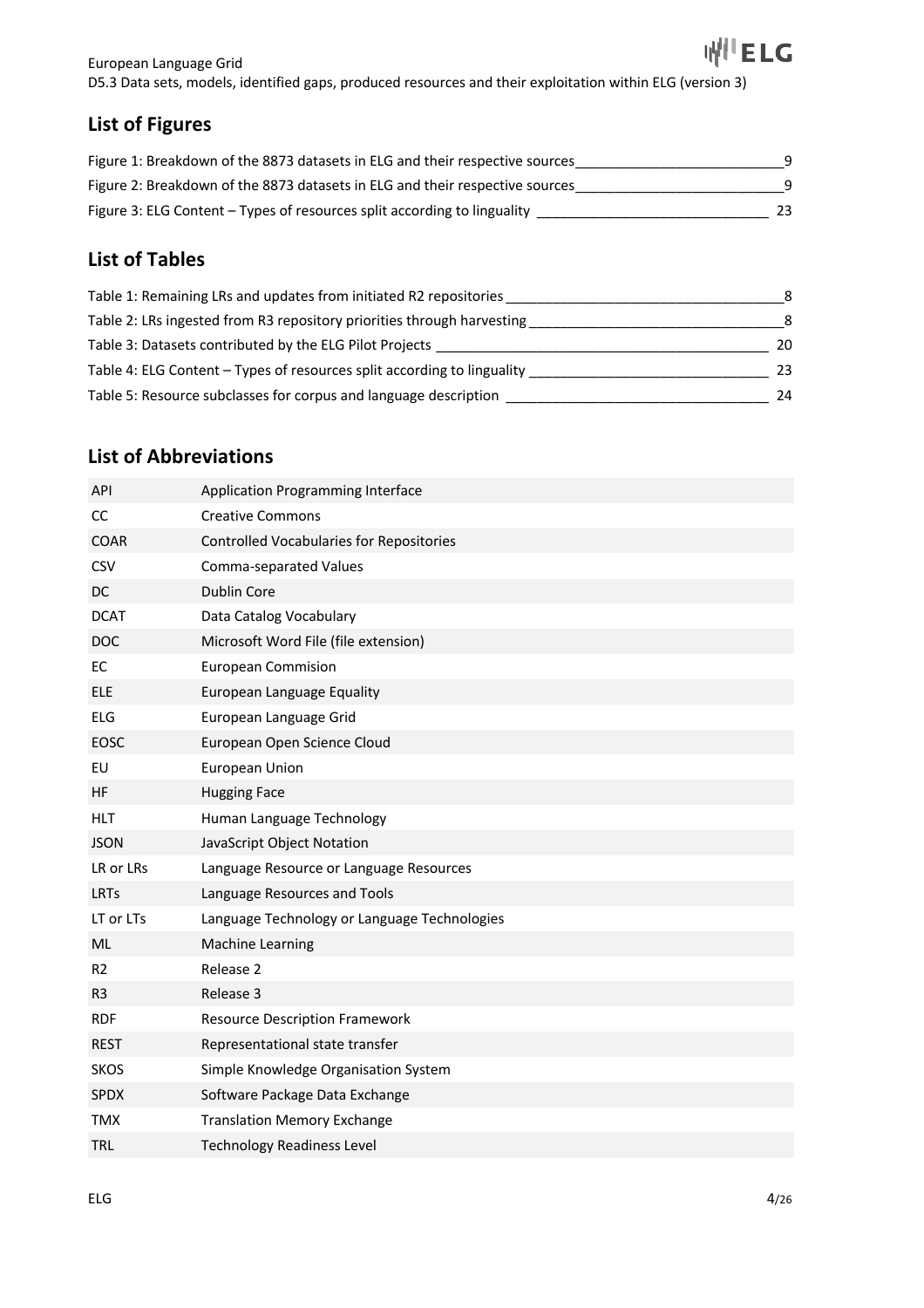## List of Figures

Figure 1: Breakdown of the 8873 datasets in ELG and their respective sources ____ 9
Figure 2: Breakdown of the 8873 datasets in ELG and their respective sources ____ 9
Figure 3: ELG Content – Types of resources split according to linguality ____ 23

## List of Tables

Table 1: Remaining LRs and updates from initiated R2 repositories ____ 8
Table 2: LRs ingested from R3 repository priorities through harvesting ____ 8
Table 3: Datasets contributed by the ELG Pilot Projects ____ 20
Table 4: ELG Content – Types of resources split according to linguality ____ 23
Table 5: Resource subclasses for corpus and language description ____ 24

## List of Abbreviations

| | |
|---|---|
| API | Application Programming Interface |
| CC | Creative Commons |
| COAR | Controlled Vocabularies for Repositories |
| CSV | Comma-separated Values |
| DC | Dublin Core |
| DCAT | Data Catalog Vocabulary |
| DOC | Microsoft Word File (file extension) |
| EC | European Commision |
| ELE | European Language Equality |
| ELG | European Language Grid |
| EOSC | European Open Science Cloud |
| EU | European Union |
| HF | Hugging Face |
| HLT | Human Language Technology |
| JSON | JavaScript Object Notation |
| LR or LRs | Language Resource or Language Resources |
| LRTs | Language Resources and Tools |
| LT or LTs | Language Technology or Language Technologies |
| ML | Machine Learning |
| R2 | Release 2 |
| R3 | Release 3 |
| RDF | Resource Description Framework |
| REST | Representational state transfer |
| SKOS | Simple Knowledge Organisation System |
| SPDX | Software Package Data Exchange |
| TMX | Translation Memory Exchange |
| TRL | Technology Readiness Level |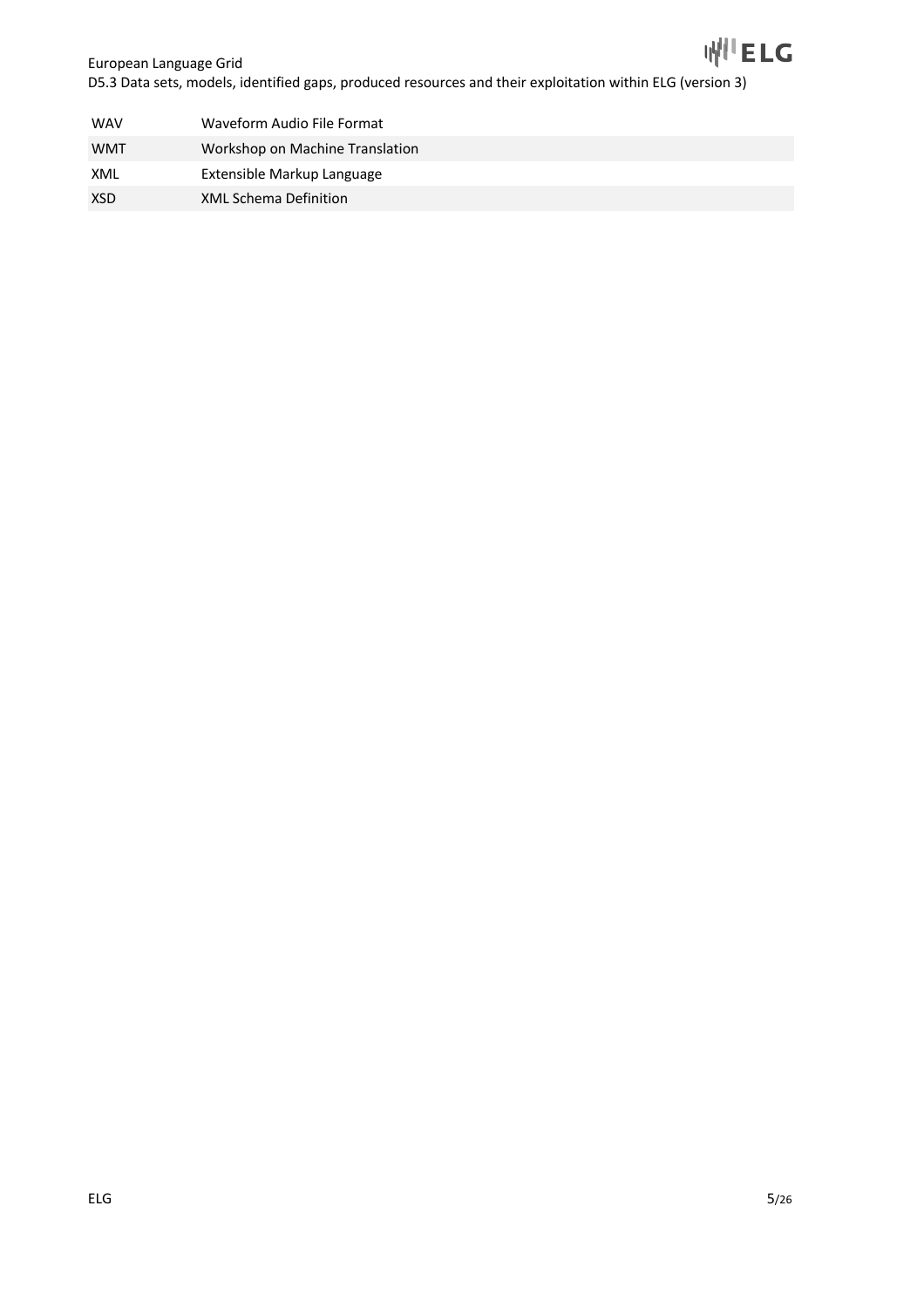| | |
|---|---|
| WAV | Waveform Audio File Format |
| WMT | Workshop on Machine Translation |
| XML | Extensible Markup Language |
| XSD | XML Schema Definition |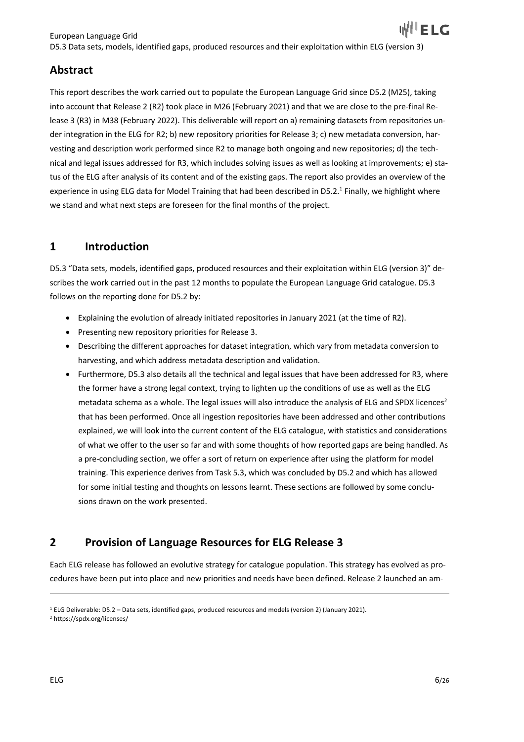## Abstract

This report describes the work carried out to populate the European Language Grid since D5.2 (M25), taking into account that Release 2 (R2) took place in M26 (February 2021) and that we are close to the pre-final Release 3 (R3) in M38 (February 2022). This deliverable will report on a) remaining datasets from repositories under integration in the ELG for R2; b) new repository priorities for Release 3; c) new metadata conversion, harvesting and description work performed since R2 to manage both ongoing and new repositories; d) the technical and legal issues addressed for R3, which includes solving issues as well as looking at improvements; e) status of the ELG after analysis of its content and of the existing gaps. The report also provides an overview of the experience in using ELG data for Model Training that had been described in D5.2.[1] Finally, we highlight where we stand and what next steps are foreseen for the final months of the project.

## 1 Introduction

D5.3 "Data sets, models, identified gaps, produced resources and their exploitation within ELG (version 3)" describes the work carried out in the past 12 months to populate the European Language Grid catalogue. D5.3 follows on the reporting done for D5.2 by:

- Explaining the evolution of already initiated repositories in January 2021 (at the time of R2).
- Presenting new repository priorities for Release 3.
- Describing the different approaches for dataset integration, which vary from metadata conversion to harvesting, and which address metadata description and validation.
- Furthermore, D5.3 also details all the technical and legal issues that have been addressed for R3, where the former have a strong legal context, trying to lighten up the conditions of use as well as the ELG metadata schema as a whole. The legal issues will also introduce the analysis of ELG and SPDX licences[2] that has been performed. Once all ingestion repositories have been addressed and other contributions explained, we will look into the current content of the ELG catalogue, with statistics and considerations of what we offer to the user so far and with some thoughts of how reported gaps are being handled. As a pre-concluding section, we offer a sort of return on experience after using the platform for model training. This experience derives from Task 5.3, which was concluded by D5.2 and which has allowed for some initial testing and thoughts on lessons learnt. These sections are followed by some conclusions drawn on the work presented.

## 2 Provision of Language Resources for ELG Release 3

Each ELG release has followed an evolutive strategy for catalogue population. This strategy has evolved as procedures have been put into place and new priorities and needs have been defined. Release 2 launched an am-

[1] ELG Deliverable: D5.2 – Data sets, identified gaps, produced resources and models (version 2) (January 2021).

[2] https://spdx.org/licenses/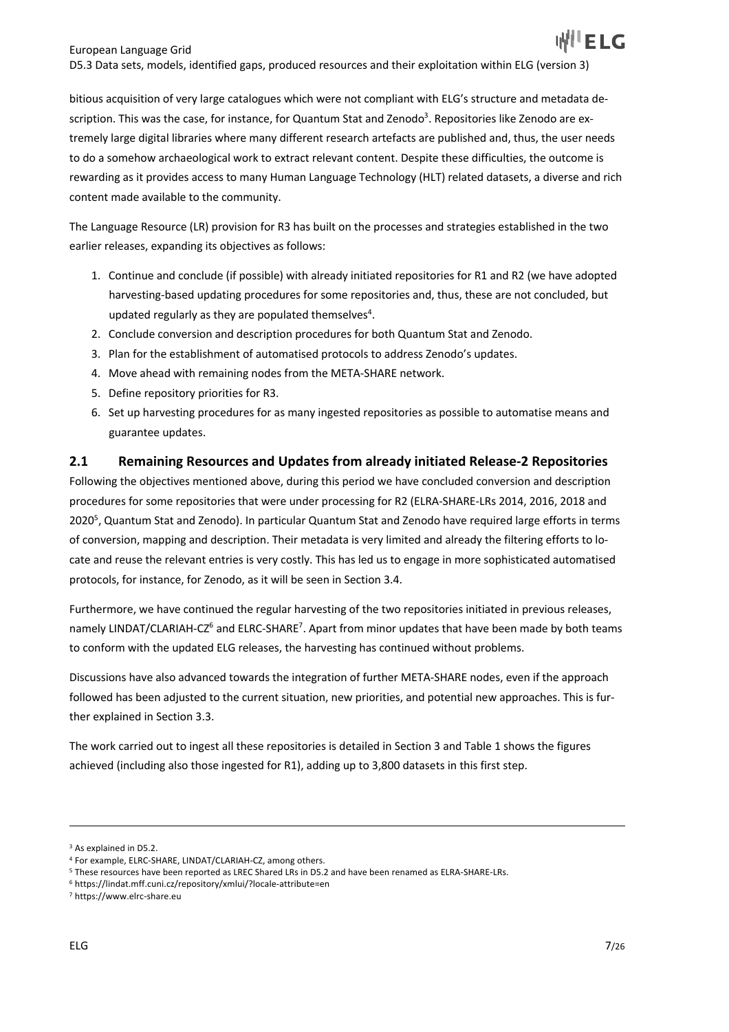bitious acquisition of very large catalogues which were not compliant with ELG's structure and metadata description. This was the case, for instance, for Quantum Stat and Zenodo[3]. Repositories like Zenodo are extremely large digital libraries where many different research artefacts are published and, thus, the user needs to do a somehow archaeological work to extract relevant content. Despite these difficulties, the outcome is rewarding as it provides access to many Human Language Technology (HLT) related datasets, a diverse and rich content made available to the community.

The Language Resource (LR) provision for R3 has built on the processes and strategies established in the two earlier releases, expanding its objectives as follows:

1. Continue and conclude (if possible) with already initiated repositories for R1 and R2 (we have adopted harvesting-based updating procedures for some repositories and, thus, these are not concluded, but updated regularly as they are populated themselves[4].
2. Conclude conversion and description procedures for both Quantum Stat and Zenodo.
3. Plan for the establishment of automatised protocols to address Zenodo's updates.
4. Move ahead with remaining nodes from the META-SHARE network.
5. Define repository priorities for R3.
6. Set up harvesting procedures for as many ingested repositories as possible to automatise means and guarantee updates.

## 2.1 Remaining Resources and Updates from already initiated Release-2 Repositories

Following the objectives mentioned above, during this period we have concluded conversion and description procedures for some repositories that were under processing for R2 (ELRA-SHARE-LRs 2014, 2016, 2018 and 2020[5], Quantum Stat and Zenodo). In particular Quantum Stat and Zenodo have required large efforts in terms of conversion, mapping and description. Their metadata is very limited and already the filtering efforts to locate and reuse the relevant entries is very costly. This has led us to engage in more sophisticated automatised protocols, for instance, for Zenodo, as it will be seen in Section 3.4.

Furthermore, we have continued the regular harvesting of the two repositories initiated in previous releases, namely LINDAT/CLARIAH-CZ[6] and ELRC-SHARE[7]. Apart from minor updates that have been made by both teams to conform with the updated ELG releases, the harvesting has continued without problems.

Discussions have also advanced towards the integration of further META-SHARE nodes, even if the approach followed has been adjusted to the current situation, new priorities, and potential new approaches. This is further explained in Section 3.3.

The work carried out to ingest all these repositories is detailed in Section 3 and Table 1 shows the figures achieved (including also those ingested for R1), adding up to 3,800 datasets in this first step.

---

[3] As explained in D5.2.

[4] For example, ELRC-SHARE, LINDAT/CLARIAH-CZ, among others.

[5] These resources have been reported as LREC Shared LRs in D5.2 and have been renamed as ELRA-SHARE-LRs.

[6] https://lindat.mff.cuni.cz/repository/xmlui/?locale-attribute=en

[7] https://www.elrc-share.eu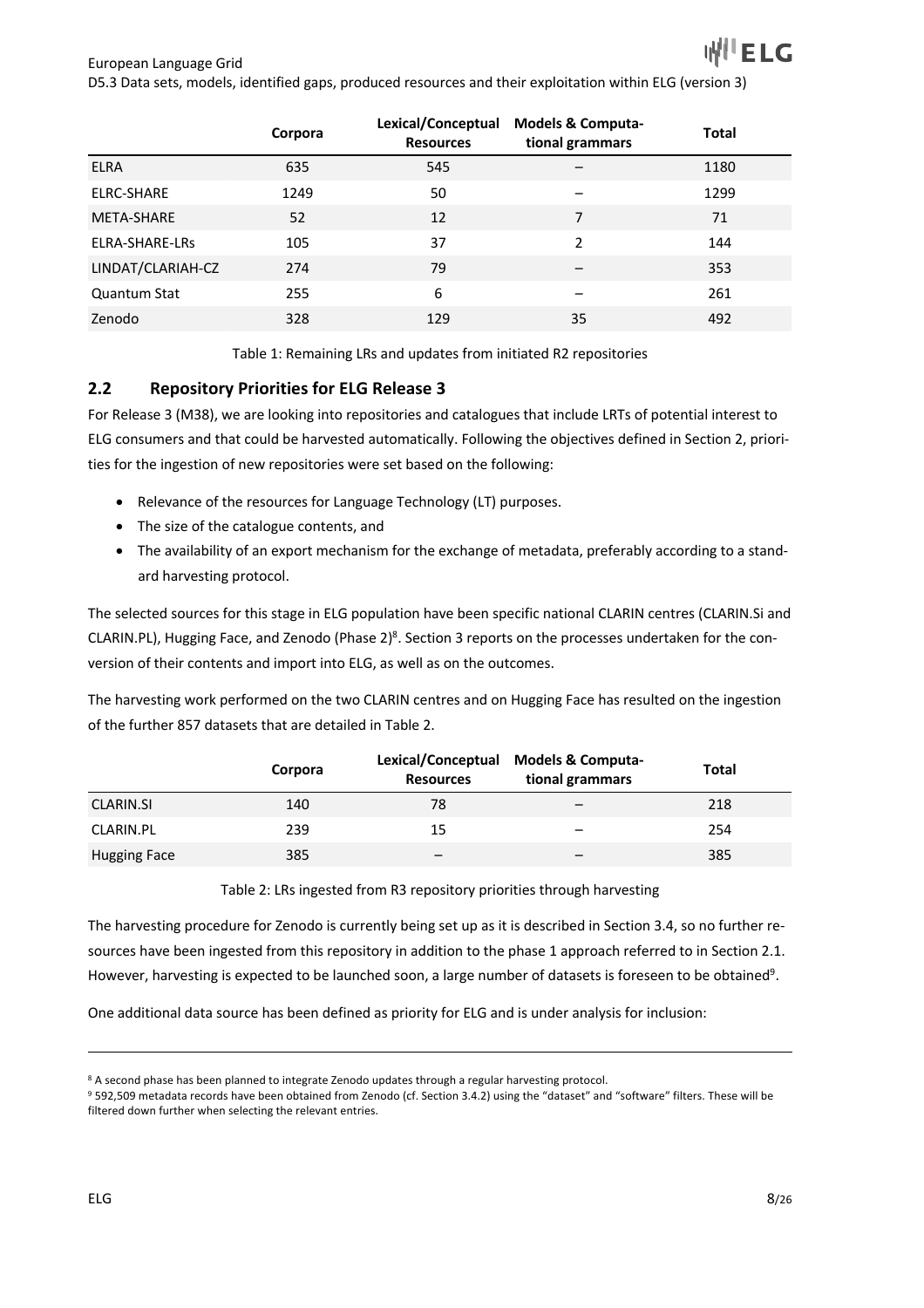| | Corpora | Lexical/Conceptual Resources | Models & Computational grammars | Total |
|---|---|---|---|---|
| ELRA | 635 | 545 | – | 1180 |
| ELRC-SHARE | 1249 | 50 | – | 1299 |
| META-SHARE | 52 | 12 | 7 | 71 |
| ELRA-SHARE-LRs | 105 | 37 | 2 | 144 |
| LINDAT/CLARIAH-CZ | 274 | 79 | – | 353 |
| Quantum Stat | 255 | 6 | – | 261 |
| Zenodo | 328 | 129 | 35 | 492 |

Table 1: Remaining LRs and updates from initiated R2 repositories

## 2.2 Repository Priorities for ELG Release 3

For Release 3 (M38), we are looking into repositories and catalogues that include LRTs of potential interest to ELG consumers and that could be harvested automatically. Following the objectives defined in Section 2, priorities for the ingestion of new repositories were set based on the following:

- Relevance of the resources for Language Technology (LT) purposes.
- The size of the catalogue contents, and
- The availability of an export mechanism for the exchange of metadata, preferably according to a standard harvesting protocol.

The selected sources for this stage in ELG population have been specific national CLARIN centres (CLARIN.Si and CLARIN.PL), Hugging Face, and Zenodo (Phase 2)[8]. Section 3 reports on the processes undertaken for the conversion of their contents and import into ELG, as well as on the outcomes.

The harvesting work performed on the two CLARIN centres and on Hugging Face has resulted on the ingestion of the further 857 datasets that are detailed in Table 2.

| | Corpora | Lexical/Conceptual Resources | Models & Computational grammars | Total |
|---|---|---|---|---|
| CLARIN.SI | 140 | 78 | – | 218 |
| CLARIN.PL | 239 | 15 | – | 254 |
| Hugging Face | 385 | – | – | 385 |

Table 2: LRs ingested from R3 repository priorities through harvesting

The harvesting procedure for Zenodo is currently being set up as it is described in Section 3.4, so no further resources have been ingested from this repository in addition to the phase 1 approach referred to in Section 2.1. However, harvesting is expected to be launched soon, a large number of datasets is foreseen to be obtained[9].

One additional data source has been defined as priority for ELG and is under analysis for inclusion:

---

[8] A second phase has been planned to integrate Zenodo updates through a regular harvesting protocol.

[9] 592,509 metadata records have been obtained from Zenodo (cf. Section 3.4.2) using the "dataset" and "software" filters. These will be filtered down further when selecting the relevant entries.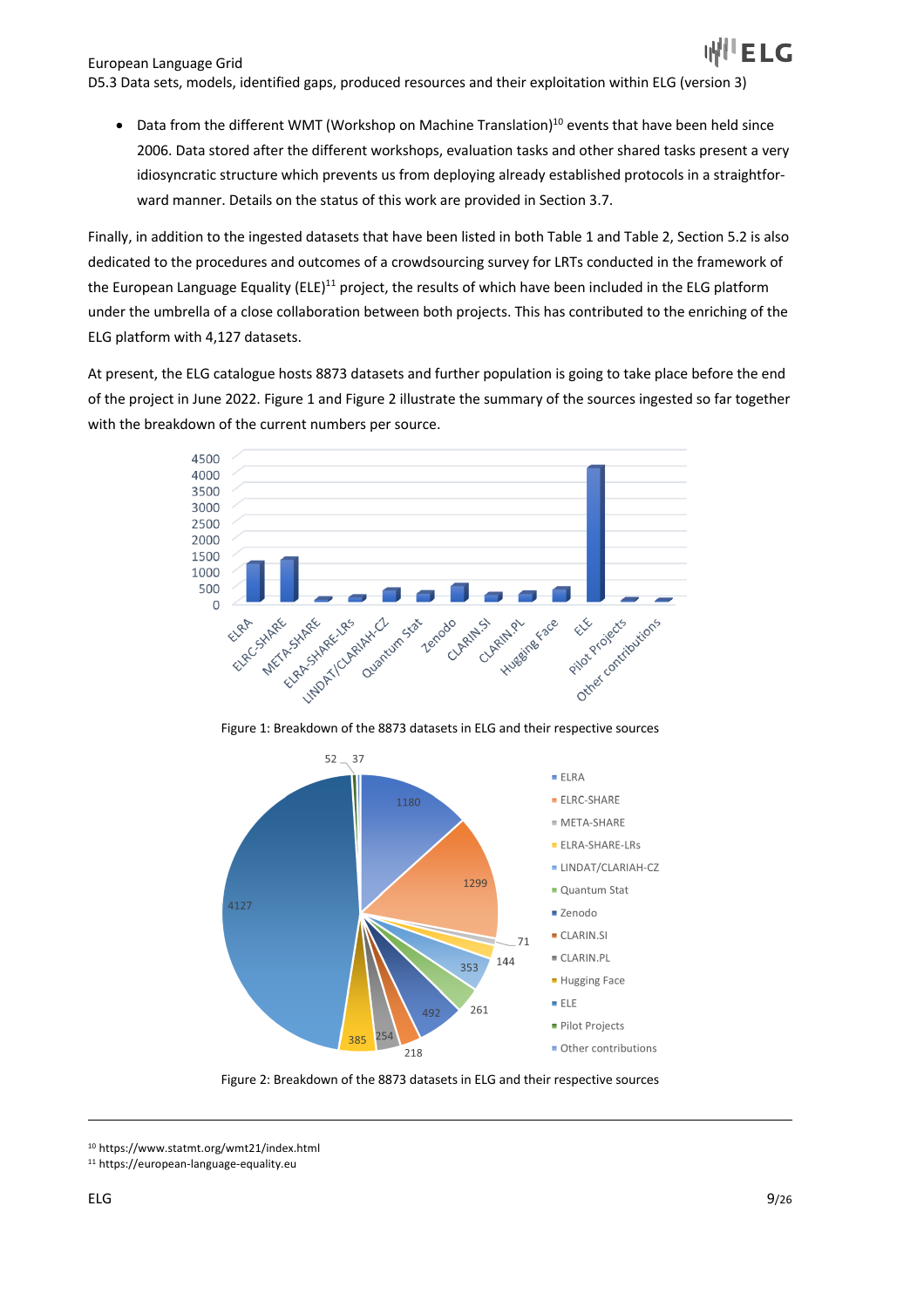- Data from the different WMT (Workshop on Machine Translation)[10] events that have been held since 2006. Data stored after the different workshops, evaluation tasks and other shared tasks present a very idiosyncratic structure which prevents us from deploying already established protocols in a straightforward manner. Details on the status of this work are provided in Section 3.7.

Finally, in addition to the ingested datasets that have been listed in both Table 1 and Table 2, Section 5.2 is also dedicated to the procedures and outcomes of a crowdsourcing survey for LRTs conducted in the framework of the European Language Equality (ELE)[11] project, the results of which have been included in the ELG platform under the umbrella of a close collaboration between both projects. This has contributed to the enriching of the ELG platform with 4,127 datasets.

At present, the ELG catalogue hosts 8873 datasets and further population is going to take place before the end of the project in June 2022. Figure 1 and Figure 2 illustrate the summary of the sources ingested so far together with the breakdown of the current numbers per source.

Figure 1: Breakdown of the 8873 datasets in ELG and their respective sources

Figure 2: Breakdown of the 8873 datasets in ELG and their respective sources

---

[10] https://www.statmt.org/wmt21/index.html

[11] https://european-language-equality.eu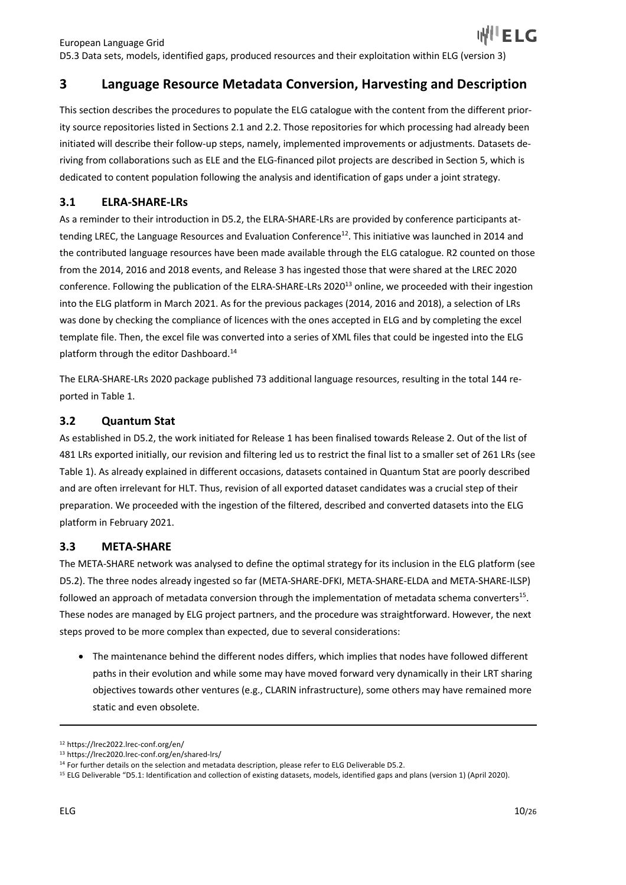# 3 Language Resource Metadata Conversion, Harvesting and Description

This section describes the procedures to populate the ELG catalogue with the content from the different priority source repositories listed in Sections 2.1 and 2.2. Those repositories for which processing had already been initiated will describe their follow-up steps, namely, implemented improvements or adjustments. Datasets deriving from collaborations such as ELE and the ELG-financed pilot projects are described in Section 5, which is dedicated to content population following the analysis and identification of gaps under a joint strategy.

## 3.1 ELRA-SHARE-LRs

As a reminder to their introduction in D5.2, the ELRA-SHARE-LRs are provided by conference participants attending LREC, the Language Resources and Evaluation Conference[12]. This initiative was launched in 2014 and the contributed language resources have been made available through the ELG catalogue. R2 counted on those from the 2014, 2016 and 2018 events, and Release 3 has ingested those that were shared at the LREC 2020 conference. Following the publication of the ELRA-SHARE-LRs 2020[13] online, we proceeded with their ingestion into the ELG platform in March 2021. As for the previous packages (2014, 2016 and 2018), a selection of LRs was done by checking the compliance of licences with the ones accepted in ELG and by completing the excel template file. Then, the excel file was converted into a series of XML files that could be ingested into the ELG platform through the editor Dashboard.[14]

The ELRA-SHARE-LRs 2020 package published 73 additional language resources, resulting in the total 144 reported in Table 1.

## 3.2 Quantum Stat

As established in D5.2, the work initiated for Release 1 has been finalised towards Release 2. Out of the list of 481 LRs exported initially, our revision and filtering led us to restrict the final list to a smaller set of 261 LRs (see Table 1). As already explained in different occasions, datasets contained in Quantum Stat are poorly described and are often irrelevant for HLT. Thus, revision of all exported dataset candidates was a crucial step of their preparation. We proceeded with the ingestion of the filtered, described and converted datasets into the ELG platform in February 2021.

## 3.3 META-SHARE

The META-SHARE network was analysed to define the optimal strategy for its inclusion in the ELG platform (see D5.2). The three nodes already ingested so far (META-SHARE-DFKI, META-SHARE-ELDA and META-SHARE-ILSP) followed an approach of metadata conversion through the implementation of metadata schema converters[15]. These nodes are managed by ELG project partners, and the procedure was straightforward. However, the next steps proved to be more complex than expected, due to several considerations:

- The maintenance behind the different nodes differs, which implies that nodes have followed different paths in their evolution and while some may have moved forward very dynamically in their LRT sharing objectives towards other ventures (e.g., CLARIN infrastructure), some others may have remained more static and even obsolete.

---

[12] https://lrec2022.lrec-conf.org/en/

[13] https://lrec2020.lrec-conf.org/en/shared-lrs/

[14] For further details on the selection and metadata description, please refer to ELG Deliverable D5.2.

[15] ELG Deliverable "D5.1: Identification and collection of existing datasets, models, identified gaps and plans (version 1) (April 2020).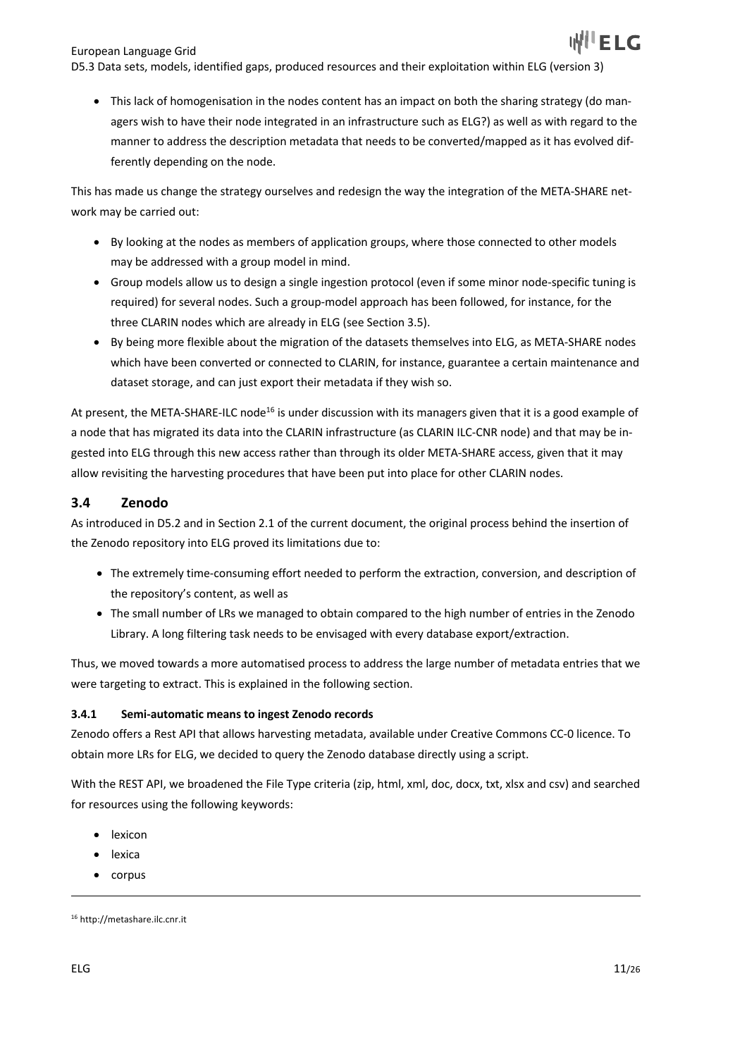- This lack of homogenisation in the nodes content has an impact on both the sharing strategy (do managers wish to have their node integrated in an infrastructure such as ELG?) as well as with regard to the manner to address the description metadata that needs to be converted/mapped as it has evolved differently depending on the node.

This has made us change the strategy ourselves and redesign the way the integration of the META-SHARE network may be carried out:

- By looking at the nodes as members of application groups, where those connected to other models may be addressed with a group model in mind.
- Group models allow us to design a single ingestion protocol (even if some minor node-specific tuning is required) for several nodes. Such a group-model approach has been followed, for instance, for the three CLARIN nodes which are already in ELG (see Section 3.5).
- By being more flexible about the migration of the datasets themselves into ELG, as META-SHARE nodes which have been converted or connected to CLARIN, for instance, guarantee a certain maintenance and dataset storage, and can just export their metadata if they wish so.

At present, the META-SHARE-ILC node[16] is under discussion with its managers given that it is a good example of a node that has migrated its data into the CLARIN infrastructure (as CLARIN ILC-CNR node) and that may be ingested into ELG through this new access rather than through its older META-SHARE access, given that it may allow revisiting the harvesting procedures that have been put into place for other CLARIN nodes.

## 3.4 Zenodo

As introduced in D5.2 and in Section 2.1 of the current document, the original process behind the insertion of the Zenodo repository into ELG proved its limitations due to:

- The extremely time-consuming effort needed to perform the extraction, conversion, and description of the repository's content, as well as
- The small number of LRs we managed to obtain compared to the high number of entries in the Zenodo Library. A long filtering task needs to be envisaged with every database export/extraction.

Thus, we moved towards a more automatised process to address the large number of metadata entries that we were targeting to extract. This is explained in the following section.

### 3.4.1 Semi-automatic means to ingest Zenodo records

Zenodo offers a Rest API that allows harvesting metadata, available under Creative Commons CC-0 licence. To obtain more LRs for ELG, we decided to query the Zenodo database directly using a script.

With the REST API, we broadened the File Type criteria (zip, html, xml, doc, docx, txt, xlsx and csv) and searched for resources using the following keywords:

- lexicon
- lexica
- corpus

[16] http://metashare.ilc.cnr.it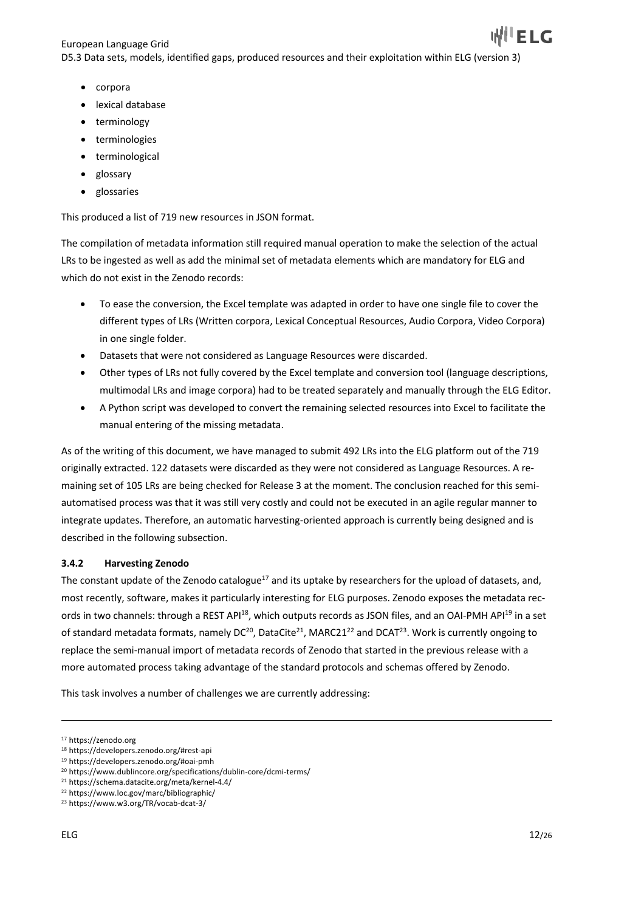- corpora
- lexical database
- terminology
- terminologies
- terminological
- glossary
- glossaries

This produced a list of 719 new resources in JSON format.

The compilation of metadata information still required manual operation to make the selection of the actual LRs to be ingested as well as add the minimal set of metadata elements which are mandatory for ELG and which do not exist in the Zenodo records:

- To ease the conversion, the Excel template was adapted in order to have one single file to cover the different types of LRs (Written corpora, Lexical Conceptual Resources, Audio Corpora, Video Corpora) in one single folder.
- Datasets that were not considered as Language Resources were discarded.
- Other types of LRs not fully covered by the Excel template and conversion tool (language descriptions, multimodal LRs and image corpora) had to be treated separately and manually through the ELG Editor.
- A Python script was developed to convert the remaining selected resources into Excel to facilitate the manual entering of the missing metadata.

As of the writing of this document, we have managed to submit 492 LRs into the ELG platform out of the 719 originally extracted. 122 datasets were discarded as they were not considered as Language Resources. A remaining set of 105 LRs are being checked for Release 3 at the moment. The conclusion reached for this semi-automatised process was that it was still very costly and could not be executed in an agile regular manner to integrate updates. Therefore, an automatic harvesting-oriented approach is currently being designed and is described in the following subsection.

### 3.4.2 Harvesting Zenodo

The constant update of the Zenodo catalogue[17] and its uptake by researchers for the upload of datasets, and, most recently, software, makes it particularly interesting for ELG purposes. Zenodo exposes the metadata records in two channels: through a REST API[18], which outputs records as JSON files, and an OAI-PMH API[19] in a set of standard metadata formats, namely DC[20], DataCite[21], MARC21[22] and DCAT[23]. Work is currently ongoing to replace the semi-manual import of metadata records of Zenodo that started in the previous release with a more automated process taking advantage of the standard protocols and schemas offered by Zenodo.

This task involves a number of challenges we are currently addressing:

[17] https://zenodo.org
[18] https://developers.zenodo.org/#rest-api
[19] https://developers.zenodo.org/#oai-pmh
[20] https://www.dublincore.org/specifications/dublin-core/dcmi-terms/
[21] https://schema.datacite.org/meta/kernel-4.4/
[22] https://www.loc.gov/marc/bibliographic/
[23] https://www.w3.org/TR/vocab-dcat-3/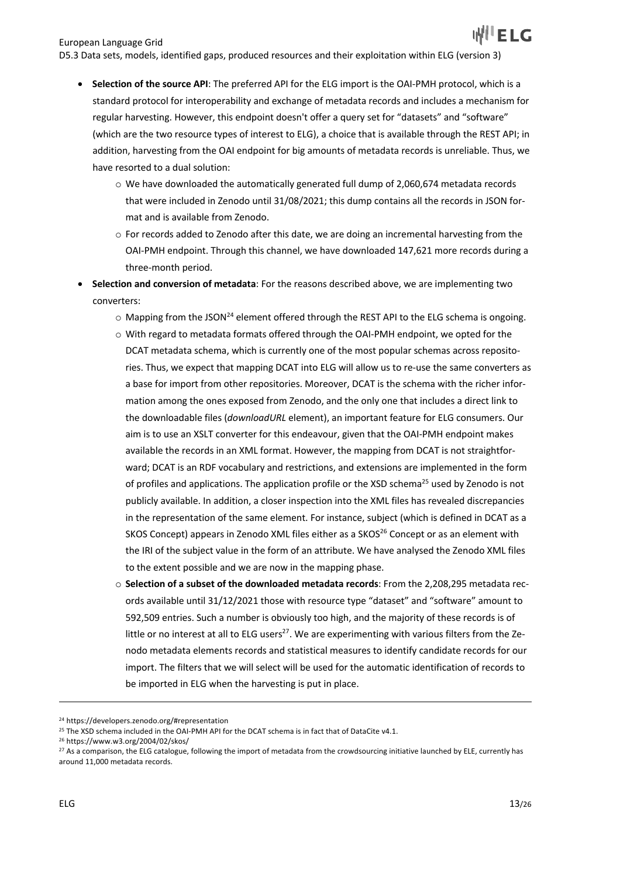- **Selection of the source API**: The preferred API for the ELG import is the OAI-PMH protocol, which is a standard protocol for interoperability and exchange of metadata records and includes a mechanism for regular harvesting. However, this endpoint doesn't offer a query set for "datasets" and "software" (which are the two resource types of interest to ELG), a choice that is available through the REST API; in addition, harvesting from the OAI endpoint for big amounts of metadata records is unreliable. Thus, we have resorted to a dual solution:
    - We have downloaded the automatically generated full dump of 2,060,674 metadata records that were included in Zenodo until 31/08/2021; this dump contains all the records in JSON format and is available from Zenodo.
    - For records added to Zenodo after this date, we are doing an incremental harvesting from the OAI-PMH endpoint. Through this channel, we have downloaded 147,621 more records during a three-month period.
- **Selection and conversion of metadata**: For the reasons described above, we are implementing two converters:
    - Mapping from the JSON[24] element offered through the REST API to the ELG schema is ongoing.
    - With regard to metadata formats offered through the OAI-PMH endpoint, we opted for the DCAT metadata schema, which is currently one of the most popular schemas across repositories. Thus, we expect that mapping DCAT into ELG will allow us to re-use the same converters as a base for import from other repositories. Moreover, DCAT is the schema with the richer information among the ones exposed from Zenodo, and the only one that includes a direct link to the downloadable files (*downloadURL* element), an important feature for ELG consumers. Our aim is to use an XSLT converter for this endeavour, given that the OAI-PMH endpoint makes available the records in an XML format. However, the mapping from DCAT is not straightforward; DCAT is an RDF vocabulary and restrictions, and extensions are implemented in the form of profiles and applications. The application profile or the XSD schema[25] used by Zenodo is not publicly available. In addition, a closer inspection into the XML files has revealed discrepancies in the representation of the same element. For instance, subject (which is defined in DCAT as a SKOS Concept) appears in Zenodo XML files either as a SKOS[26] Concept or as an element with the IRI of the subject value in the form of an attribute. We have analysed the Zenodo XML files to the extent possible and we are now in the mapping phase.
    - **Selection of a subset of the downloaded metadata records**: From the 2,208,295 metadata records available until 31/12/2021 those with resource type "dataset" and "software" amount to 592,509 entries. Such a number is obviously too high, and the majority of these records is of little or no interest at all to ELG users[27]. We are experimenting with various filters from the Zenodo metadata elements records and statistical measures to identify candidate records for our import. The filters that we will select will be used for the automatic identification of records to be imported in ELG when the harvesting is put in place.

---

[24] https://developers.zenodo.org/#representation

[25] The XSD schema included in the OAI-PMH API for the DCAT schema is in fact that of DataCite v4.1.

[26] https://www.w3.org/2004/02/skos/

[27] As a comparison, the ELG catalogue, following the import of metadata from the crowdsourcing initiative launched by ELE, currently has around 11,000 metadata records.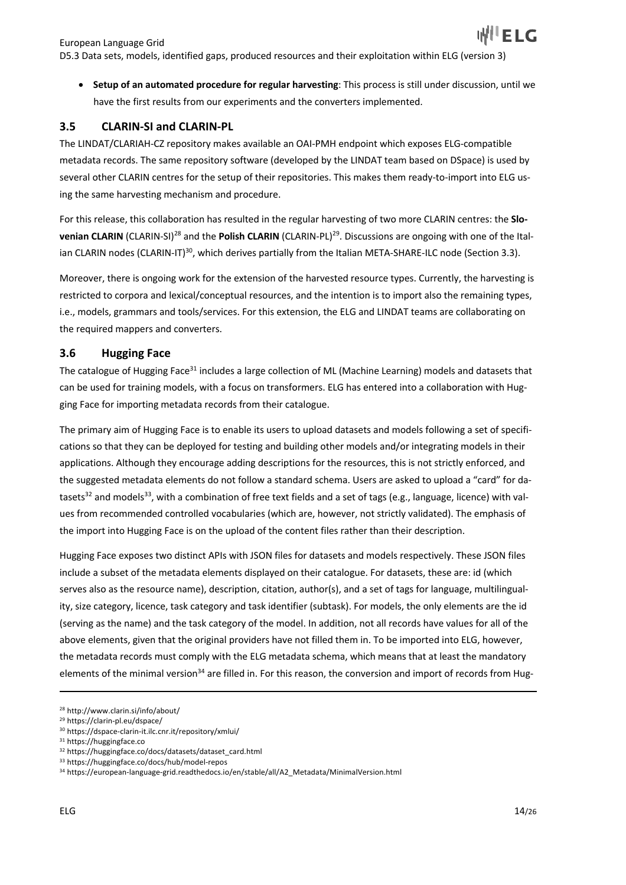- **Setup of an automated procedure for regular harvesting**: This process is still under discussion, until we have the first results from our experiments and the converters implemented.

## 3.5 CLARIN-SI and CLARIN-PL

The LINDAT/CLARIAH-CZ repository makes available an OAI-PMH endpoint which exposes ELG-compatible metadata records. The same repository software (developed by the LINDAT team based on DSpace) is used by several other CLARIN centres for the setup of their repositories. This makes them ready-to-import into ELG using the same harvesting mechanism and procedure.

For this release, this collaboration has resulted in the regular harvesting of two more CLARIN centres: the **Slovenian CLARIN** (CLARIN-SI)[28] and the **Polish CLARIN** (CLARIN-PL)[29]. Discussions are ongoing with one of the Italian CLARIN nodes (CLARIN-IT)[30], which derives partially from the Italian META-SHARE-ILC node (Section 3.3).

Moreover, there is ongoing work for the extension of the harvested resource types. Currently, the harvesting is restricted to corpora and lexical/conceptual resources, and the intention is to import also the remaining types, i.e., models, grammars and tools/services. For this extension, the ELG and LINDAT teams are collaborating on the required mappers and converters.

## 3.6 Hugging Face

The catalogue of Hugging Face[31] includes a large collection of ML (Machine Learning) models and datasets that can be used for training models, with a focus on transformers. ELG has entered into a collaboration with Hugging Face for importing metadata records from their catalogue.

The primary aim of Hugging Face is to enable its users to upload datasets and models following a set of specifications so that they can be deployed for testing and building other models and/or integrating models in their applications. Although they encourage adding descriptions for the resources, this is not strictly enforced, and the suggested metadata elements do not follow a standard schema. Users are asked to upload a "card" for datasets[32] and models[33], with a combination of free text fields and a set of tags (e.g., language, licence) with values from recommended controlled vocabularies (which are, however, not strictly validated). The emphasis of the import into Hugging Face is on the upload of the content files rather than their description.

Hugging Face exposes two distinct APIs with JSON files for datasets and models respectively. These JSON files include a subset of the metadata elements displayed on their catalogue. For datasets, these are: id (which serves also as the resource name), description, citation, author(s), and a set of tags for language, multilinguality, size category, licence, task category and task identifier (subtask). For models, the only elements are the id (serving as the name) and the task category of the model. In addition, not all records have values for all of the above elements, given that the original providers have not filled them in. To be imported into ELG, however, the metadata records must comply with the ELG metadata schema, which means that at least the mandatory elements of the minimal version[34] are filled in. For this reason, the conversion and import of records from Hug-

---

[28] http://www.clarin.si/info/about/

[29] https://clarin-pl.eu/dspace/

[30] https://dspace-clarin-it.ilc.cnr.it/repository/xmlui/

[31] https://huggingface.co

[32] https://huggingface.co/docs/datasets/dataset_card.html

[33] https://huggingface.co/docs/hub/model-repos

[34] https://european-language-grid.readthedocs.io/en/stable/all/A2_Metadata/MinimalVersion.html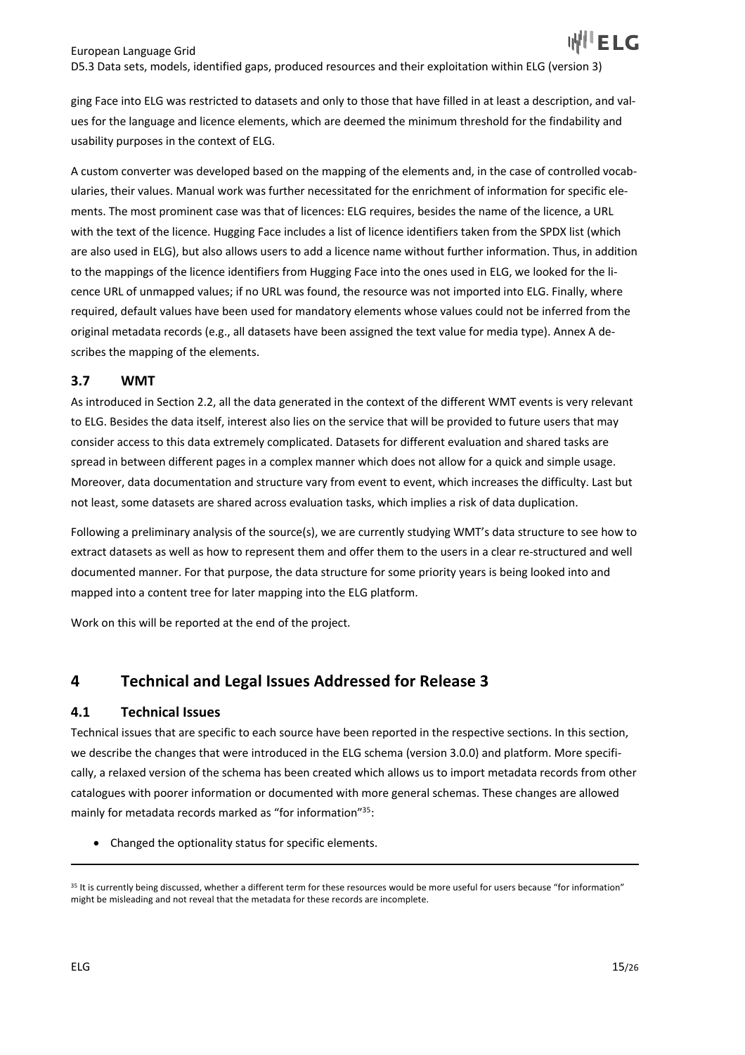ging Face into ELG was restricted to datasets and only to those that have filled in at least a description, and values for the language and licence elements, which are deemed the minimum threshold for the findability and usability purposes in the context of ELG.

A custom converter was developed based on the mapping of the elements and, in the case of controlled vocabularies, their values. Manual work was further necessitated for the enrichment of information for specific elements. The most prominent case was that of licences: ELG requires, besides the name of the licence, a URL with the text of the licence. Hugging Face includes a list of licence identifiers taken from the SPDX list (which are also used in ELG), but also allows users to add a licence name without further information. Thus, in addition to the mappings of the licence identifiers from Hugging Face into the ones used in ELG, we looked for the licence URL of unmapped values; if no URL was found, the resource was not imported into ELG. Finally, where required, default values have been used for mandatory elements whose values could not be inferred from the original metadata records (e.g., all datasets have been assigned the text value for media type). Annex A describes the mapping of the elements.

### 3.7 WMT

As introduced in Section 2.2, all the data generated in the context of the different WMT events is very relevant to ELG. Besides the data itself, interest also lies on the service that will be provided to future users that may consider access to this data extremely complicated. Datasets for different evaluation and shared tasks are spread in between different pages in a complex manner which does not allow for a quick and simple usage. Moreover, data documentation and structure vary from event to event, which increases the difficulty. Last but not least, some datasets are shared across evaluation tasks, which implies a risk of data duplication.

Following a preliminary analysis of the source(s), we are currently studying WMT's data structure to see how to extract datasets as well as how to represent them and offer them to the users in a clear re-structured and well documented manner. For that purpose, the data structure for some priority years is being looked into and mapped into a content tree for later mapping into the ELG platform.

Work on this will be reported at the end of the project.

## 4 Technical and Legal Issues Addressed for Release 3

### 4.1 Technical Issues

Technical issues that are specific to each source have been reported in the respective sections. In this section, we describe the changes that were introduced in the ELG schema (version 3.0.0) and platform. More specifically, a relaxed version of the schema has been created which allows us to import metadata records from other catalogues with poorer information or documented with more general schemas. These changes are allowed mainly for metadata records marked as "for information"[35]:

- Changed the optionality status for specific elements.

[35] It is currently being discussed, whether a different term for these resources would be more useful for users because "for information" might be misleading and not reveal that the metadata for these records are incomplete.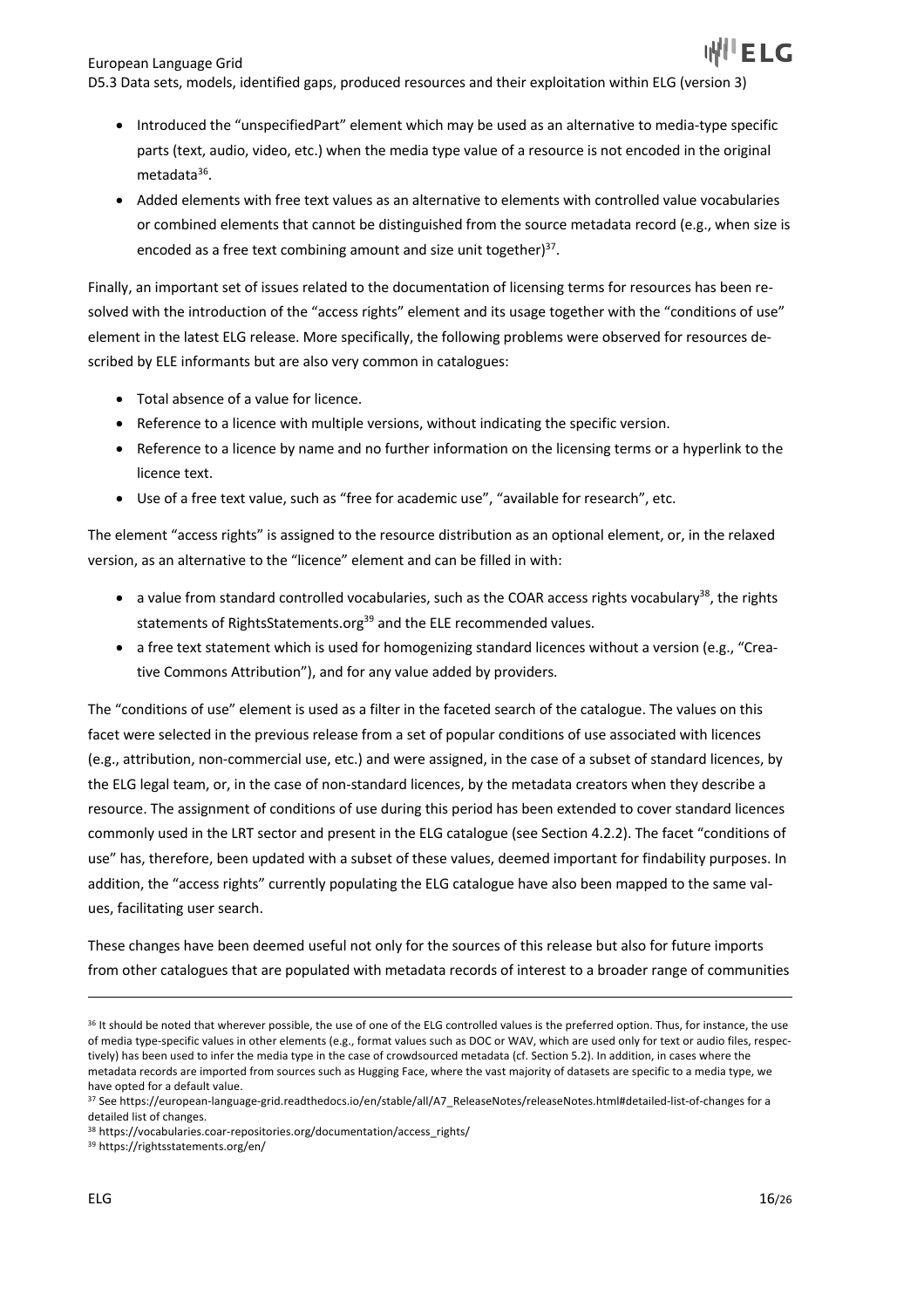- Introduced the "unspecifiedPart" element which may be used as an alternative to media-type specific parts (text, audio, video, etc.) when the media type value of a resource is not encoded in the original metadata[36].
- Added elements with free text values as an alternative to elements with controlled value vocabularies or combined elements that cannot be distinguished from the source metadata record (e.g., when size is encoded as a free text combining amount and size unit together)[37].

Finally, an important set of issues related to the documentation of licensing terms for resources has been resolved with the introduction of the "access rights" element and its usage together with the "conditions of use" element in the latest ELG release. More specifically, the following problems were observed for resources described by ELE informants but are also very common in catalogues:

- Total absence of a value for licence.
- Reference to a licence with multiple versions, without indicating the specific version.
- Reference to a licence by name and no further information on the licensing terms or a hyperlink to the licence text.
- Use of a free text value, such as "free for academic use", "available for research", etc.

The element "access rights" is assigned to the resource distribution as an optional element, or, in the relaxed version, as an alternative to the "licence" element and can be filled in with:

- a value from standard controlled vocabularies, such as the COAR access rights vocabulary[38], the rights statements of RightsStatements.org[39] and the ELE recommended values.
- a free text statement which is used for homogenizing standard licences without a version (e.g., "Creative Commons Attribution"), and for any value added by providers.

The "conditions of use" element is used as a filter in the faceted search of the catalogue. The values on this facet were selected in the previous release from a set of popular conditions of use associated with licences (e.g., attribution, non-commercial use, etc.) and were assigned, in the case of a subset of standard licences, by the ELG legal team, or, in the case of non-standard licences, by the metadata creators when they describe a resource. The assignment of conditions of use during this period has been extended to cover standard licences commonly used in the LRT sector and present in the ELG catalogue (see Section 4.2.2). The facet "conditions of use" has, therefore, been updated with a subset of these values, deemed important for findability purposes. In addition, the "access rights" currently populating the ELG catalogue have also been mapped to the same values, facilitating user search.

These changes have been deemed useful not only for the sources of this release but also for future imports from other catalogues that are populated with metadata records of interest to a broader range of communities

---

[36] It should be noted that wherever possible, the use of one of the ELG controlled values is the preferred option. Thus, for instance, the use of media type-specific values in other elements (e.g., format values such as DOC or WAV, which are used only for text or audio files, respectively) has been used to infer the media type in the case of crowdsourced metadata (cf. Section 5.2). In addition, in cases where the metadata records are imported from sources such as Hugging Face, where the vast majority of datasets are specific to a media type, we have opted for a default value.

[37] See https://european-language-grid.readthedocs.io/en/stable/all/A7_ReleaseNotes/releaseNotes.html#detailed-list-of-changes for a detailed list of changes.

[38] https://vocabularies.coar-repositories.org/documentation/access_rights/

[39] https://rightsstatements.org/en/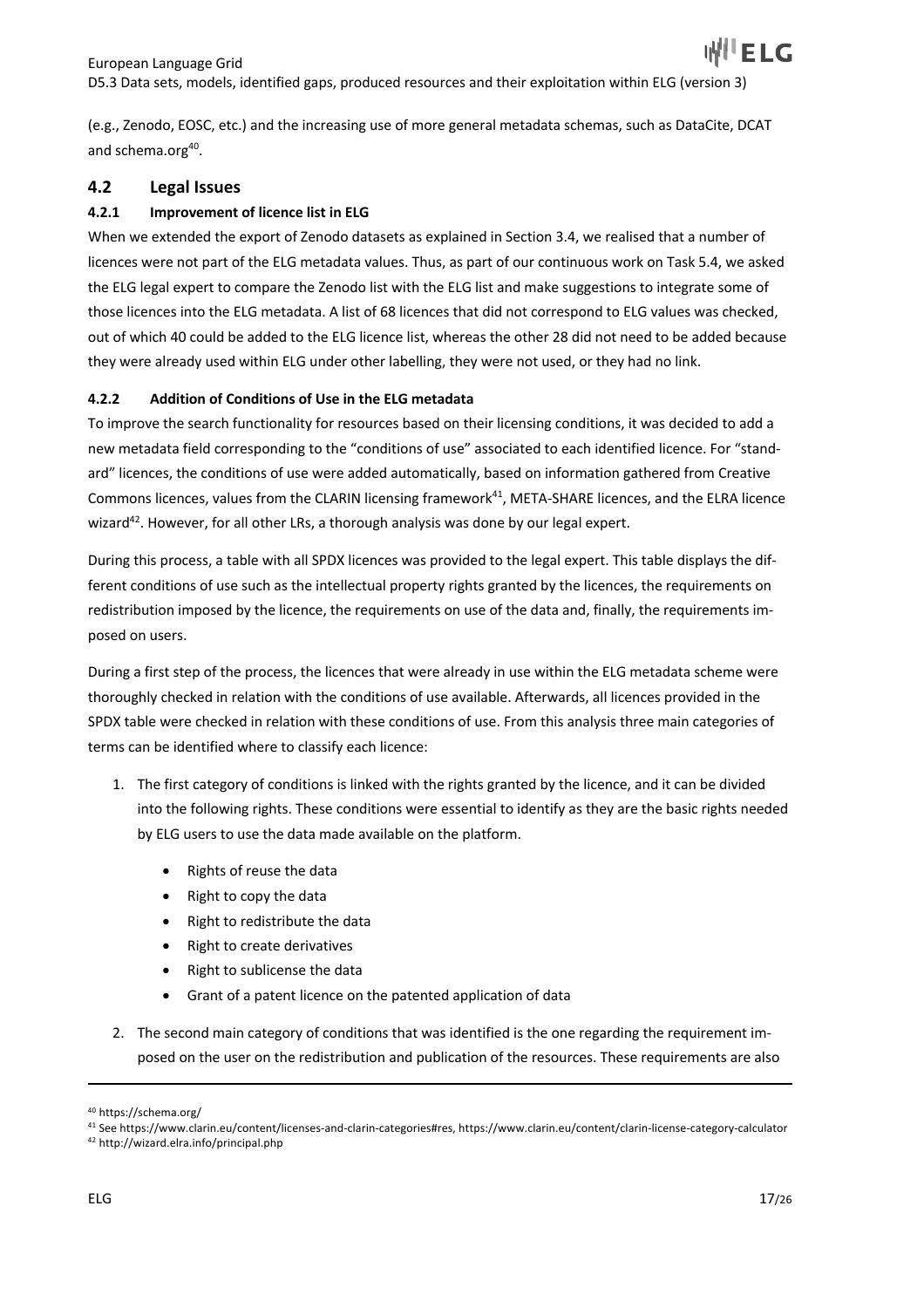(e.g., Zenodo, EOSC, etc.) and the increasing use of more general metadata schemas, such as DataCite, DCAT and schema.org[40].

## 4.2 Legal Issues

### 4.2.1 Improvement of licence list in ELG

When we extended the export of Zenodo datasets as explained in Section 3.4, we realised that a number of licences were not part of the ELG metadata values. Thus, as part of our continuous work on Task 5.4, we asked the ELG legal expert to compare the Zenodo list with the ELG list and make suggestions to integrate some of those licences into the ELG metadata. A list of 68 licences that did not correspond to ELG values was checked, out of which 40 could be added to the ELG licence list, whereas the other 28 did not need to be added because they were already used within ELG under other labelling, they were not used, or they had no link.

### 4.2.2 Addition of Conditions of Use in the ELG metadata

To improve the search functionality for resources based on their licensing conditions, it was decided to add a new metadata field corresponding to the "conditions of use" associated to each identified licence. For "standard" licences, the conditions of use were added automatically, based on information gathered from Creative Commons licences, values from the CLARIN licensing framework[41], META-SHARE licences, and the ELRA licence wizard[42]. However, for all other LRs, a thorough analysis was done by our legal expert.

During this process, a table with all SPDX licences was provided to the legal expert. This table displays the different conditions of use such as the intellectual property rights granted by the licences, the requirements on redistribution imposed by the licence, the requirements on use of the data and, finally, the requirements imposed on users.

During a first step of the process, the licences that were already in use within the ELG metadata scheme were thoroughly checked in relation with the conditions of use available. Afterwards, all licences provided in the SPDX table were checked in relation with these conditions of use. From this analysis three main categories of terms can be identified where to classify each licence:

1. The first category of conditions is linked with the rights granted by the licence, and it can be divided into the following rights. These conditions were essential to identify as they are the basic rights needed by ELG users to use the data made available on the platform.
    - Rights of reuse the data
    - Right to copy the data
    - Right to redistribute the data
    - Right to create derivatives
    - Right to sublicense the data
    - Grant of a patent licence on the patented application of data
2. The second main category of conditions that was identified is the one regarding the requirement imposed on the user on the redistribution and publication of the resources. These requirements are also

---

[40] https://schema.org/

[41] See https://www.clarin.eu/content/licenses-and-clarin-categories#res, https://www.clarin.eu/content/clarin-license-category-calculator

[42] http://wizard.elra.info/principal.php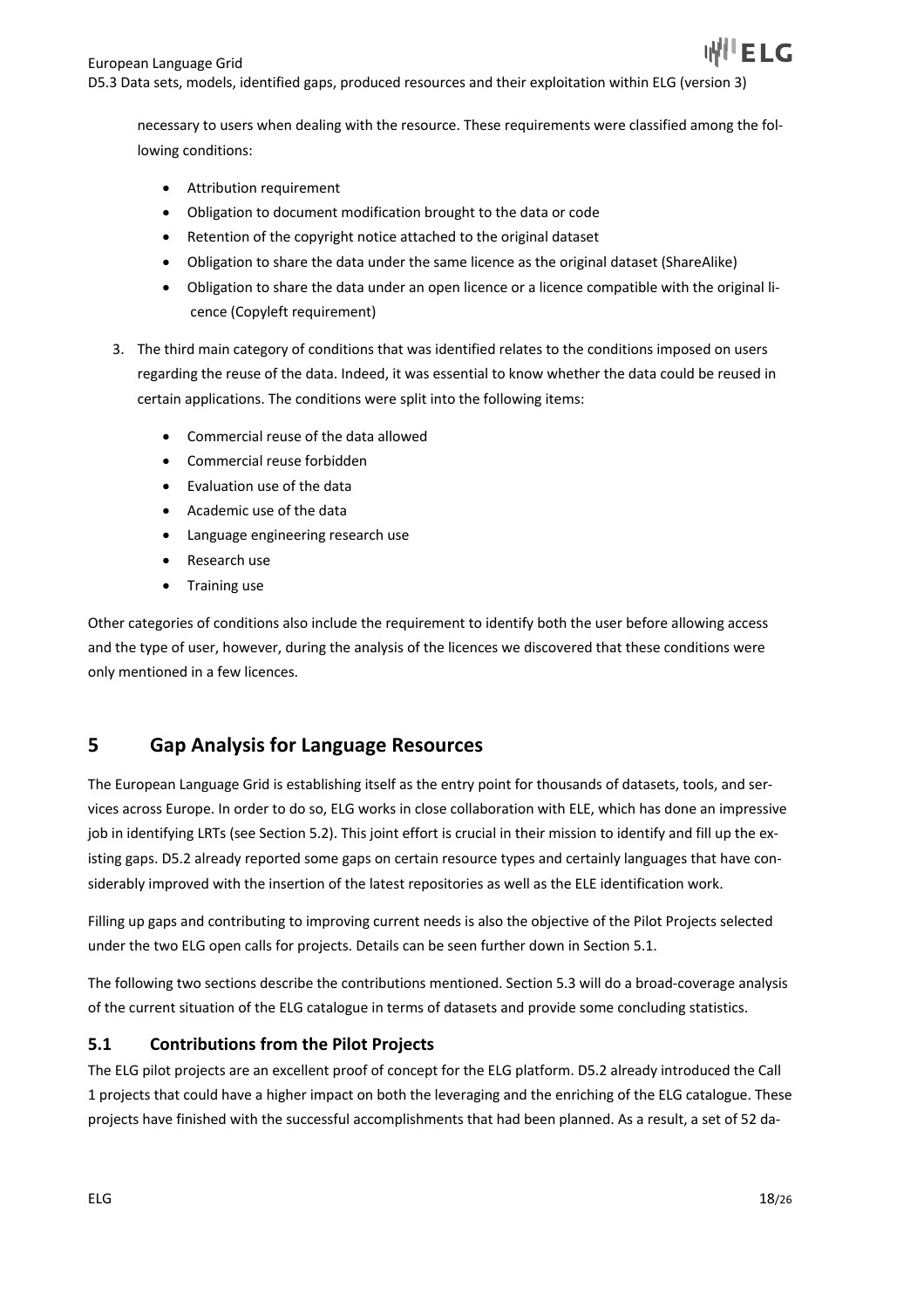necessary to users when dealing with the resource. These requirements were classified among the following conditions:

- Attribution requirement
- Obligation to document modification brought to the data or code
- Retention of the copyright notice attached to the original dataset
- Obligation to share the data under the same licence as the original dataset (ShareAlike)
- Obligation to share the data under an open licence or a licence compatible with the original licence (Copyleft requirement)

3. The third main category of conditions that was identified relates to the conditions imposed on users regarding the reuse of the data. Indeed, it was essential to know whether the data could be reused in certain applications. The conditions were split into the following items:

   - Commercial reuse of the data allowed
   - Commercial reuse forbidden
   - Evaluation use of the data
   - Academic use of the data
   - Language engineering research use
   - Research use
   - Training use

Other categories of conditions also include the requirement to identify both the user before allowing access and the type of user, however, during the analysis of the licences we discovered that these conditions were only mentioned in a few licences.

# 5 Gap Analysis for Language Resources

The European Language Grid is establishing itself as the entry point for thousands of datasets, tools, and services across Europe. In order to do so, ELG works in close collaboration with ELE, which has done an impressive job in identifying LRTs (see Section 5.2). This joint effort is crucial in their mission to identify and fill up the existing gaps. D5.2 already reported some gaps on certain resource types and certainly languages that have considerably improved with the insertion of the latest repositories as well as the ELE identification work.

Filling up gaps and contributing to improving current needs is also the objective of the Pilot Projects selected under the two ELG open calls for projects. Details can be seen further down in Section 5.1.

The following two sections describe the contributions mentioned. Section 5.3 will do a broad-coverage analysis of the current situation of the ELG catalogue in terms of datasets and provide some concluding statistics.

## 5.1 Contributions from the Pilot Projects

The ELG pilot projects are an excellent proof of concept for the ELG platform. D5.2 already introduced the Call 1 projects that could have a higher impact on both the leveraging and the enriching of the ELG catalogue. These projects have finished with the successful accomplishments that had been planned. As a result, a set of 52 da-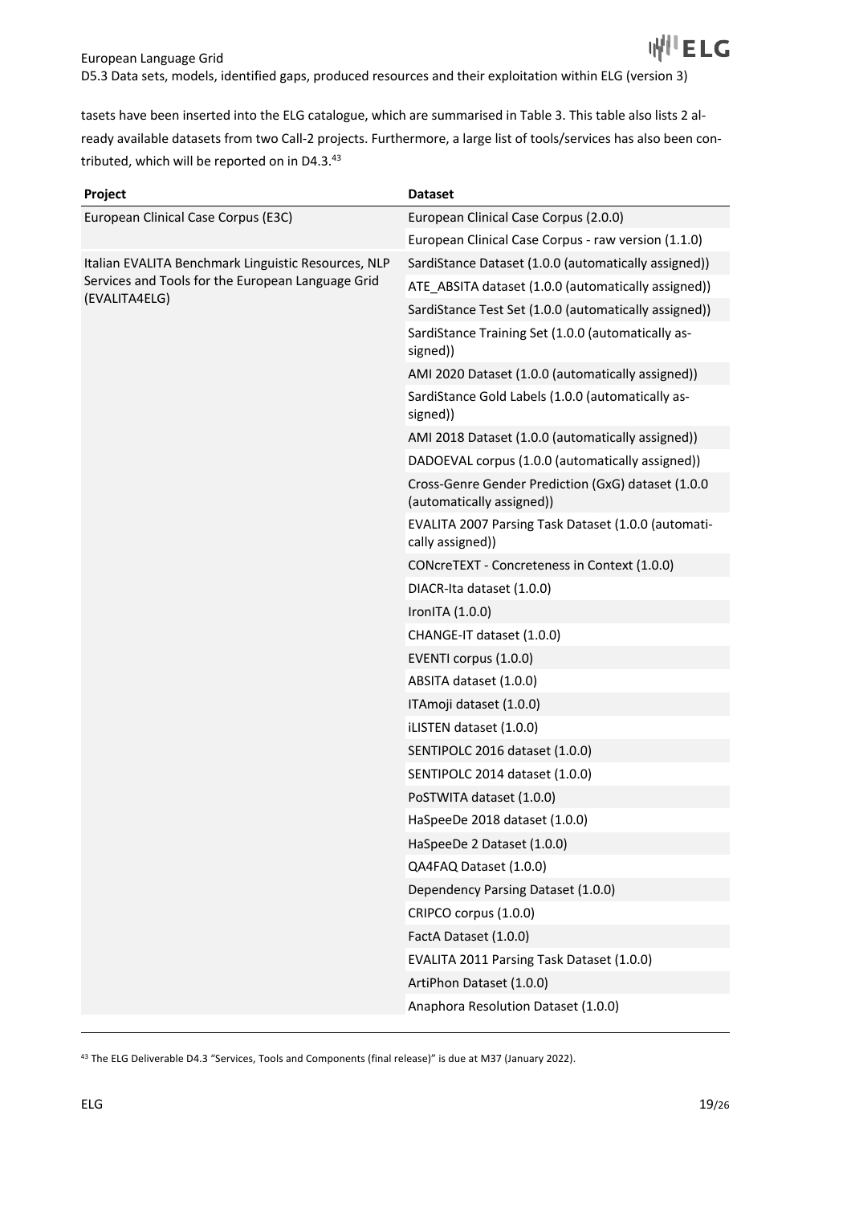tasets have been inserted into the ELG catalogue, which are summarised in Table 3. This table also lists 2 already available datasets from two Call-2 projects. Furthermore, a large list of tools/services has also been contributed, which will be reported on in D4.3.[43]

| Project | Dataset |
|---|---|
| European Clinical Case Corpus (E3C) | European Clinical Case Corpus (2.0.0) |
| | European Clinical Case Corpus - raw version (1.1.0) |
| Italian EVALITA Benchmark Linguistic Resources, NLP Services and Tools for the European Language Grid (EVALITA4ELG) | SardiStance Dataset (1.0.0 (automatically assigned)) |
| | ATE_ABSITA dataset (1.0.0 (automatically assigned)) |
| | SardiStance Test Set (1.0.0 (automatically assigned)) |
| | SardiStance Training Set (1.0.0 (automatically assigned)) |
| | AMI 2020 Dataset (1.0.0 (automatically assigned)) |
| | SardiStance Gold Labels (1.0.0 (automatically assigned)) |
| | AMI 2018 Dataset (1.0.0 (automatically assigned)) |
| | DADOEVAL corpus (1.0.0 (automatically assigned)) |
| | Cross-Genre Gender Prediction (GxG) dataset (1.0.0 (automatically assigned)) |
| | EVALITA 2007 Parsing Task Dataset (1.0.0 (automatically assigned)) |
| | CONcreTEXT - Concreteness in Context (1.0.0) |
| | DIACR-Ita dataset (1.0.0) |
| | IronITA (1.0.0) |
| | CHANGE-IT dataset (1.0.0) |
| | EVENTI corpus (1.0.0) |
| | ABSITA dataset (1.0.0) |
| | ITAmoji dataset (1.0.0) |
| | iLISTEN dataset (1.0.0) |
| | SENTIPOLC 2016 dataset (1.0.0) |
| | SENTIPOLC 2014 dataset (1.0.0) |
| | PoSTWITA dataset (1.0.0) |
| | HaSpeeDe 2018 dataset (1.0.0) |
| | HaSpeeDe 2 Dataset (1.0.0) |
| | QA4FAQ Dataset (1.0.0) |
| | Dependency Parsing Dataset (1.0.0) |
| | CRIPCO corpus (1.0.0) |
| | FactA Dataset (1.0.0) |
| | EVALITA 2011 Parsing Task Dataset (1.0.0) |
| | ArtiPhon Dataset (1.0.0) |
| | Anaphora Resolution Dataset (1.0.0) |

[43] The ELG Deliverable D4.3 "Services, Tools and Components (final release)" is due at M37 (January 2022).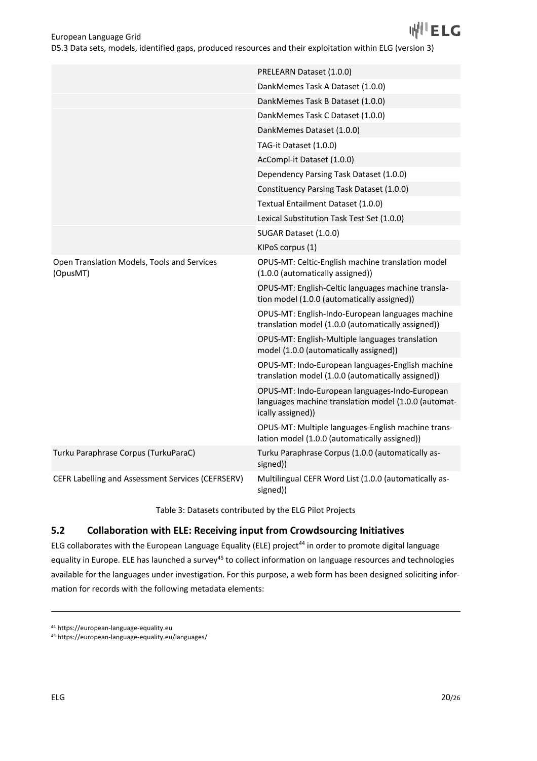| | |
|---|---|
| | PRELEARN Dataset (1.0.0) |
| | DankMemes Task A Dataset (1.0.0) |
| | DankMemes Task B Dataset (1.0.0) |
| | DankMemes Task C Dataset (1.0.0) |
| | DankMemes Dataset (1.0.0) |
| | TAG-it Dataset (1.0.0) |
| | AcCompl-it Dataset (1.0.0) |
| | Dependency Parsing Task Dataset (1.0.0) |
| | Constituency Parsing Task Dataset (1.0.0) |
| | Textual Entailment Dataset (1.0.0) |
| | Lexical Substitution Task Test Set (1.0.0) |
| | SUGAR Dataset (1.0.0) |
| | KIPoS corpus (1) |
| Open Translation Models, Tools and Services (OpusMT) | OPUS-MT: Celtic-English machine translation model (1.0.0 (automatically assigned)) |
| | OPUS-MT: English-Celtic languages machine translation model (1.0.0 (automatically assigned)) |
| | OPUS-MT: English-Indo-European languages machine translation model (1.0.0 (automatically assigned)) |
| | OPUS-MT: English-Multiple languages translation model (1.0.0 (automatically assigned)) |
| | OPUS-MT: Indo-European languages-English machine translation model (1.0.0 (automatically assigned)) |
| | OPUS-MT: Indo-European languages-Indo-European languages machine translation model (1.0.0 (automatically assigned)) |
| | OPUS-MT: Multiple languages-English machine translation model (1.0.0 (automatically assigned)) |
| Turku Paraphrase Corpus (TurkuParaC) | Turku Paraphrase Corpus (1.0.0 (automatically assigned)) |
| CEFR Labelling and Assessment Services (CEFRSERV) | Multilingual CEFR Word List (1.0.0 (automatically assigned)) |

Table 3: Datasets contributed by the ELG Pilot Projects

## 5.2 Collaboration with ELE: Receiving input from Crowdsourcing Initiatives

ELG collaborates with the European Language Equality (ELE) project[44] in order to promote digital language equality in Europe. ELE has launched a survey[45] to collect information on language resources and technologies available for the languages under investigation. For this purpose, a web form has been designed soliciting information for records with the following metadata elements:

[44] https://european-language-equality.eu

[45] https://european-language-equality.eu/languages/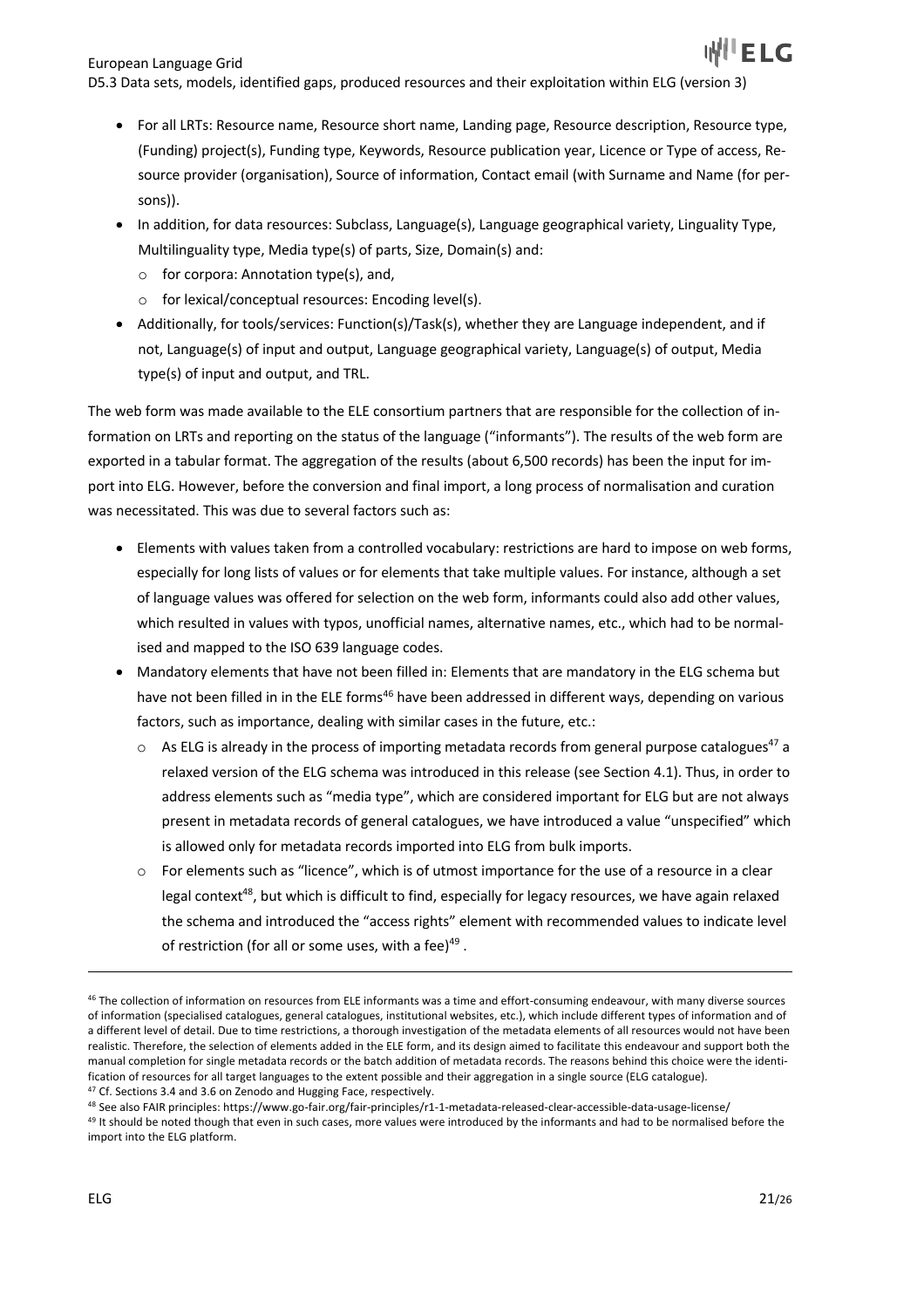- For all LRTs: Resource name, Resource short name, Landing page, Resource description, Resource type, (Funding) project(s), Funding type, Keywords, Resource publication year, Licence or Type of access, Resource provider (organisation), Source of information, Contact email (with Surname and Name (for persons)).
- In addition, for data resources: Subclass, Language(s), Language geographical variety, Linguality Type, Multilinguality type, Media type(s) of parts, Size, Domain(s) and:
  - for corpora: Annotation type(s), and,
  - for lexical/conceptual resources: Encoding level(s).
- Additionally, for tools/services: Function(s)/Task(s), whether they are Language independent, and if not, Language(s) of input and output, Language geographical variety, Language(s) of output, Media type(s) of input and output, and TRL.

The web form was made available to the ELE consortium partners that are responsible for the collection of information on LRTs and reporting on the status of the language ("informants"). The results of the web form are exported in a tabular format. The aggregation of the results (about 6,500 records) has been the input for import into ELG. However, before the conversion and final import, a long process of normalisation and curation was necessitated. This was due to several factors such as:

- Elements with values taken from a controlled vocabulary: restrictions are hard to impose on web forms, especially for long lists of values or for elements that take multiple values. For instance, although a set of language values was offered for selection on the web form, informants could also add other values, which resulted in values with typos, unofficial names, alternative names, etc., which had to be normalised and mapped to the ISO 639 language codes.
- Mandatory elements that have not been filled in: Elements that are mandatory in the ELG schema but have not been filled in in the ELE forms[46] have been addressed in different ways, depending on various factors, such as importance, dealing with similar cases in the future, etc.:
  - As ELG is already in the process of importing metadata records from general purpose catalogues[47] a relaxed version of the ELG schema was introduced in this release (see Section 4.1). Thus, in order to address elements such as "media type", which are considered important for ELG but are not always present in metadata records of general catalogues, we have introduced a value "unspecified" which is allowed only for metadata records imported into ELG from bulk imports.
  - For elements such as "licence", which is of utmost importance for the use of a resource in a clear legal context[48], but which is difficult to find, especially for legacy resources, we have again relaxed the schema and introduced the "access rights" element with recommended values to indicate level of restriction (for all or some uses, with a fee)[49] .

---

[46] The collection of information on resources from ELE informants was a time and effort-consuming endeavour, with many diverse sources of information (specialised catalogues, general catalogues, institutional websites, etc.), which include different types of information and of a different level of detail. Due to time restrictions, a thorough investigation of the metadata elements of all resources would not have been realistic. Therefore, the selection of elements added in the ELE form, and its design aimed to facilitate this endeavour and support both the manual completion for single metadata records or the batch addition of metadata records. The reasons behind this choice were the identification of resources for all target languages to the extent possible and their aggregation in a single source (ELG catalogue).

[47] Cf. Sections 3.4 and 3.6 on Zenodo and Hugging Face, respectively.

[48] See also FAIR principles: https://www.go-fair.org/fair-principles/r1-1-metadata-released-clear-accessible-data-usage-license/

[49] It should be noted though that even in such cases, more values were introduced by the informants and had to be normalised before the import into the ELG platform.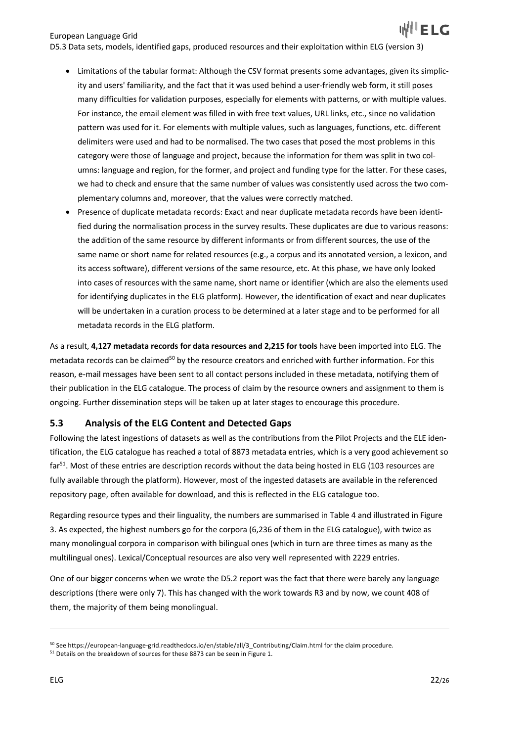- Limitations of the tabular format: Although the CSV format presents some advantages, given its simplicity and users' familiarity, and the fact that it was used behind a user-friendly web form, it still poses many difficulties for validation purposes, especially for elements with patterns, or with multiple values. For instance, the email element was filled in with free text values, URL links, etc., since no validation pattern was used for it. For elements with multiple values, such as languages, functions, etc. different delimiters were used and had to be normalised. The two cases that posed the most problems in this category were those of language and project, because the information for them was split in two columns: language and region, for the former, and project and funding type for the latter. For these cases, we had to check and ensure that the same number of values was consistently used across the two complementary columns and, moreover, that the values were correctly matched.
- Presence of duplicate metadata records: Exact and near duplicate metadata records have been identified during the normalisation process in the survey results. These duplicates are due to various reasons: the addition of the same resource by different informants or from different sources, the use of the same name or short name for related resources (e.g., a corpus and its annotated version, a lexicon, and its access software), different versions of the same resource, etc. At this phase, we have only looked into cases of resources with the same name, short name or identifier (which are also the elements used for identifying duplicates in the ELG platform). However, the identification of exact and near duplicates will be undertaken in a curation process to be determined at a later stage and to be performed for all metadata records in the ELG platform.

As a result, **4,127 metadata records for data resources and 2,215 for tools** have been imported into ELG. The metadata records can be claimed[50] by the resource creators and enriched with further information. For this reason, e-mail messages have been sent to all contact persons included in these metadata, notifying them of their publication in the ELG catalogue. The process of claim by the resource owners and assignment to them is ongoing. Further dissemination steps will be taken up at later stages to encourage this procedure.

## 5.3 Analysis of the ELG Content and Detected Gaps

Following the latest ingestions of datasets as well as the contributions from the Pilot Projects and the ELE identification, the ELG catalogue has reached a total of 8873 metadata entries, which is a very good achievement so far[51]. Most of these entries are description records without the data being hosted in ELG (103 resources are fully available through the platform). However, most of the ingested datasets are available in the referenced repository page, often available for download, and this is reflected in the ELG catalogue too.

Regarding resource types and their linguality, the numbers are summarised in Table 4 and illustrated in Figure 3. As expected, the highest numbers go for the corpora (6,236 of them in the ELG catalogue), with twice as many monolingual corpora in comparison with bilingual ones (which in turn are three times as many as the multilingual ones). Lexical/Conceptual resources are also very well represented with 2229 entries.

One of our bigger concerns when we wrote the D5.2 report was the fact that there were barely any language descriptions (there were only 7). This has changed with the work towards R3 and by now, we count 408 of them, the majority of them being monolingual.

---

[50] See https://european-language-grid.readthedocs.io/en/stable/all/3_Contributing/Claim.html for the claim procedure.

[51] Details on the breakdown of sources for these 8873 can be seen in Figure 1.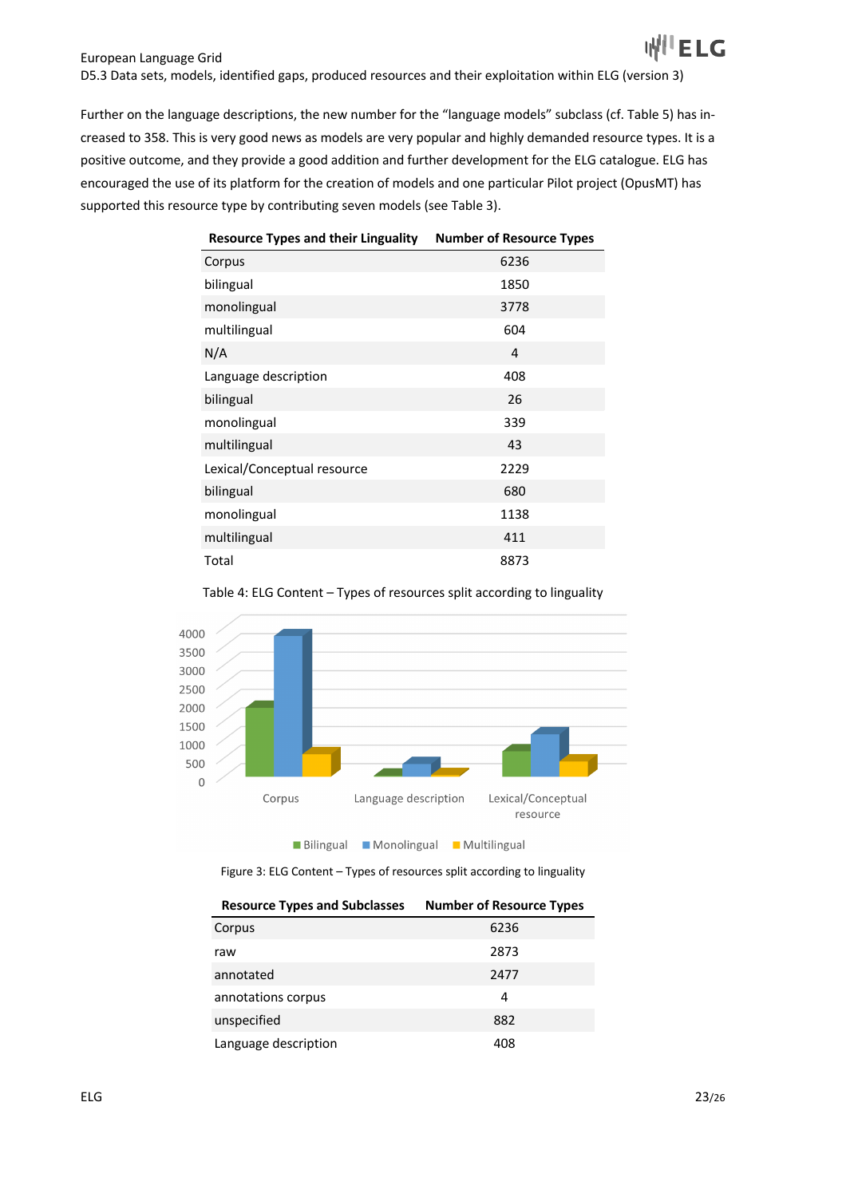Further on the language descriptions, the new number for the “language models” subclass (cf. Table 5) has increased to 358. This is very good news as models are very popular and highly demanded resource types. It is a positive outcome, and they provide a good addition and further development for the ELG catalogue. ELG has encouraged the use of its platform for the creation of models and one particular Pilot project (OpusMT) has supported this resource type by contributing seven models (see Table 3).

| Resource Types and their Linguality | Number of Resource Types |
|---|---|
| Corpus | 6236 |
| bilingual | 1850 |
| monolingual | 3778 |
| multilingual | 604 |
| N/A | 4 |
| Language description | 408 |
| bilingual | 26 |
| monolingual | 339 |
| multilingual | 43 |
| Lexical/Conceptual resource | 2229 |
| bilingual | 680 |
| monolingual | 1138 |
| multilingual | 411 |
| Total | 8873 |

Table 4: ELG Content – Types of resources split according to linguality

Figure 3: ELG Content – Types of resources split according to linguality

| Resource Types and Subclasses | Number of Resource Types |
|---|---|
| Corpus | 6236 |
| raw | 2873 |
| annotated | 2477 |
| annotations corpus | 4 |
| unspecified | 882 |
| Language description | 408 |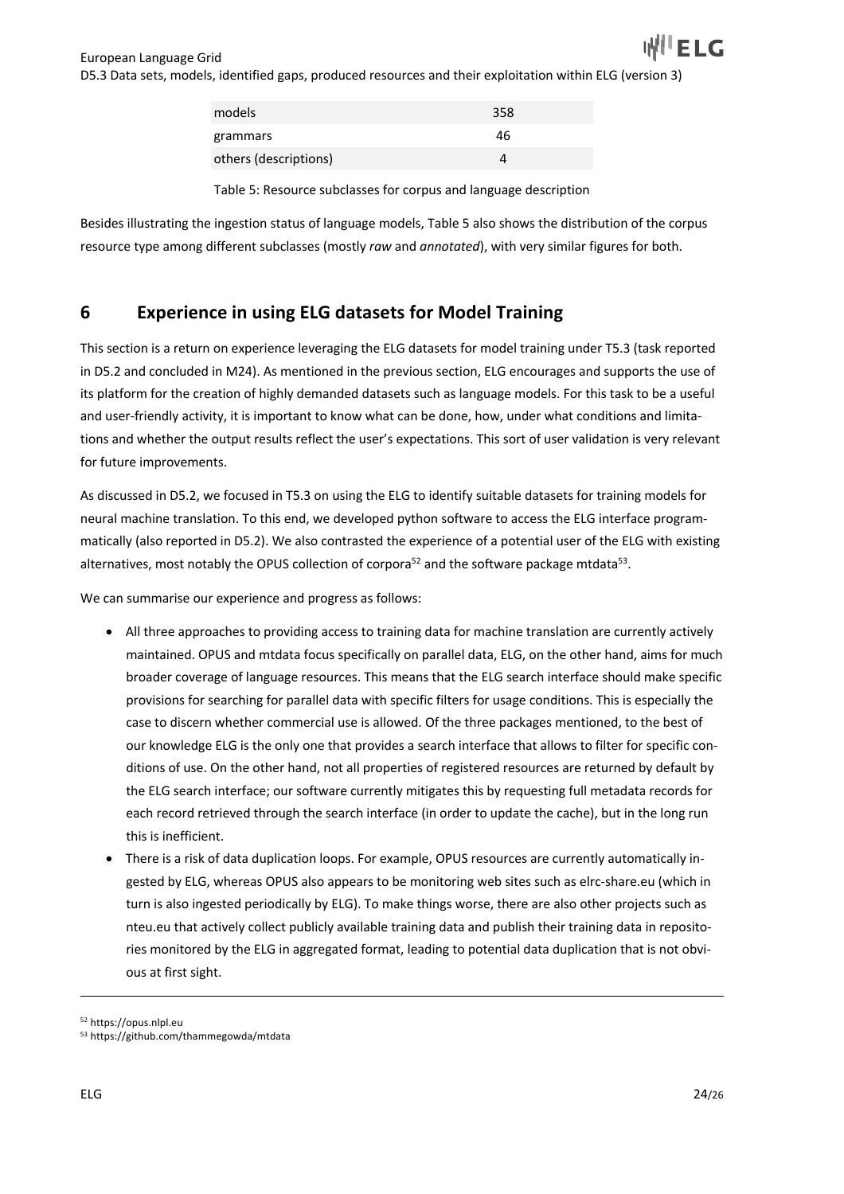| models | 358 |
| --- | --- |
| grammars | 46 |
| others (descriptions) | 4 |

Table 5: Resource subclasses for corpus and language description

Besides illustrating the ingestion status of language models, Table 5 also shows the distribution of the corpus resource type among different subclasses (mostly *raw* and *annotated*), with very similar figures for both.

## 6 Experience in using ELG datasets for Model Training

This section is a return on experience leveraging the ELG datasets for model training under T5.3 (task reported in D5.2 and concluded in M24). As mentioned in the previous section, ELG encourages and supports the use of its platform for the creation of highly demanded datasets such as language models. For this task to be a useful and user-friendly activity, it is important to know what can be done, how, under what conditions and limitations and whether the output results reflect the user's expectations. This sort of user validation is very relevant for future improvements.

As discussed in D5.2, we focused in T5.3 on using the ELG to identify suitable datasets for training models for neural machine translation. To this end, we developed python software to access the ELG interface programmatically (also reported in D5.2). We also contrasted the experience of a potential user of the ELG with existing alternatives, most notably the OPUS collection of corpora[52] and the software package mtdata[53].

We can summarise our experience and progress as follows:

- All three approaches to providing access to training data for machine translation are currently actively maintained. OPUS and mtdata focus specifically on parallel data, ELG, on the other hand, aims for much broader coverage of language resources. This means that the ELG search interface should make specific provisions for searching for parallel data with specific filters for usage conditions. This is especially the case to discern whether commercial use is allowed. Of the three packages mentioned, to the best of our knowledge ELG is the only one that provides a search interface that allows to filter for specific conditions of use. On the other hand, not all properties of registered resources are returned by default by the ELG search interface; our software currently mitigates this by requesting full metadata records for each record retrieved through the search interface (in order to update the cache), but in the long run this is inefficient.
- There is a risk of data duplication loops. For example, OPUS resources are currently automatically ingested by ELG, whereas OPUS also appears to be monitoring web sites such as elrc-share.eu (which in turn is also ingested periodically by ELG). To make things worse, there are also other projects such as nteu.eu that actively collect publicly available training data and publish their training data in repositories monitored by the ELG in aggregated format, leading to potential data duplication that is not obvious at first sight.

[52] https://opus.nlpl.eu

[53] https://github.com/thammegowda/mtdata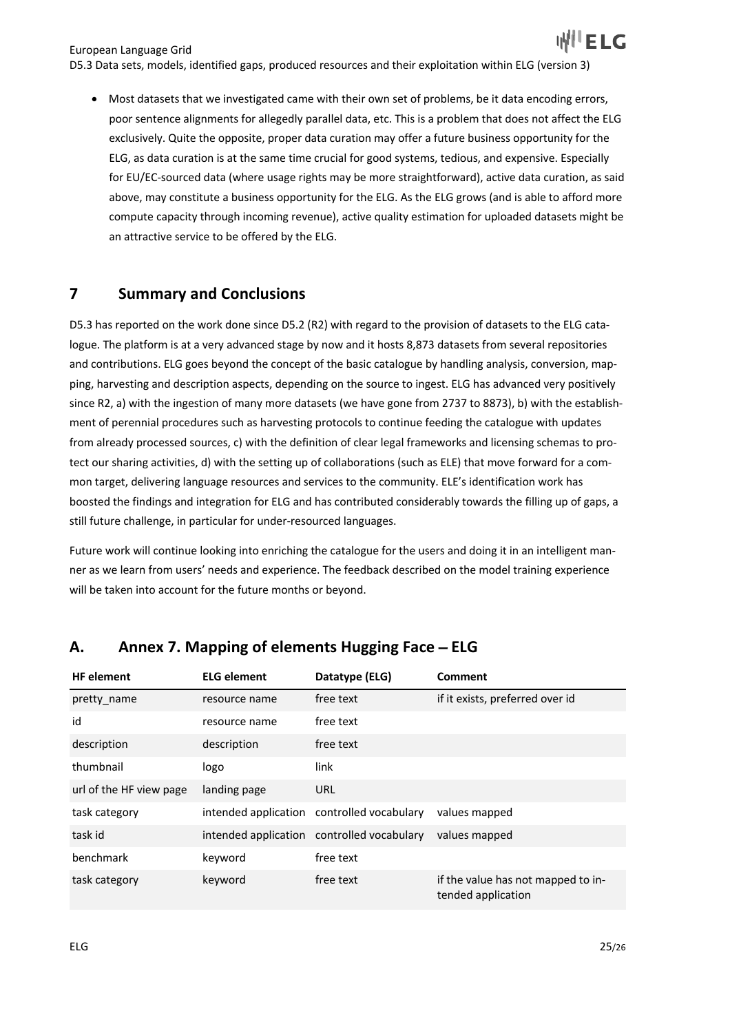- Most datasets that we investigated came with their own set of problems, be it data encoding errors, poor sentence alignments for allegedly parallel data, etc. This is a problem that does not affect the ELG exclusively. Quite the opposite, proper data curation may offer a future business opportunity for the ELG, as data curation is at the same time crucial for good systems, tedious, and expensive. Especially for EU/EC-sourced data (where usage rights may be more straightforward), active data curation, as said above, may constitute a business opportunity for the ELG. As the ELG grows (and is able to afford more compute capacity through incoming revenue), active quality estimation for uploaded datasets might be an attractive service to be offered by the ELG.

# 7 Summary and Conclusions

D5.3 has reported on the work done since D5.2 (R2) with regard to the provision of datasets to the ELG catalogue. The platform is at a very advanced stage by now and it hosts 8,873 datasets from several repositories and contributions. ELG goes beyond the concept of the basic catalogue by handling analysis, conversion, mapping, harvesting and description aspects, depending on the source to ingest. ELG has advanced very positively since R2, a) with the ingestion of many more datasets (we have gone from 2737 to 8873), b) with the establishment of perennial procedures such as harvesting protocols to continue feeding the catalogue with updates from already processed sources, c) with the definition of clear legal frameworks and licensing schemas to protect our sharing activities, d) with the setting up of collaborations (such as ELE) that move forward for a common target, delivering language resources and services to the community. ELE's identification work has boosted the findings and integration for ELG and has contributed considerably towards the filling up of gaps, a still future challenge, in particular for under-resourced languages.

Future work will continue looking into enriching the catalogue for the users and doing it in an intelligent manner as we learn from users' needs and experience. The feedback described on the model training experience will be taken into account for the future months or beyond.

# A. Annex 7. Mapping of elements Hugging Face – ELG

| HF element | ELG element | Datatype (ELG) | Comment |
|---|---|---|---|
| pretty_name | resource name | free text | if it exists, preferred over id |
| id | resource name | free text | |
| description | description | free text | |
| thumbnail | logo | link | |
| url of the HF view page | landing page | URL | |
| task category | intended application | controlled vocabulary | values mapped |
| task id | intended application | controlled vocabulary | values mapped |
| benchmark | keyword | free text | |
| task category | keyword | free text | if the value has not mapped to intended application |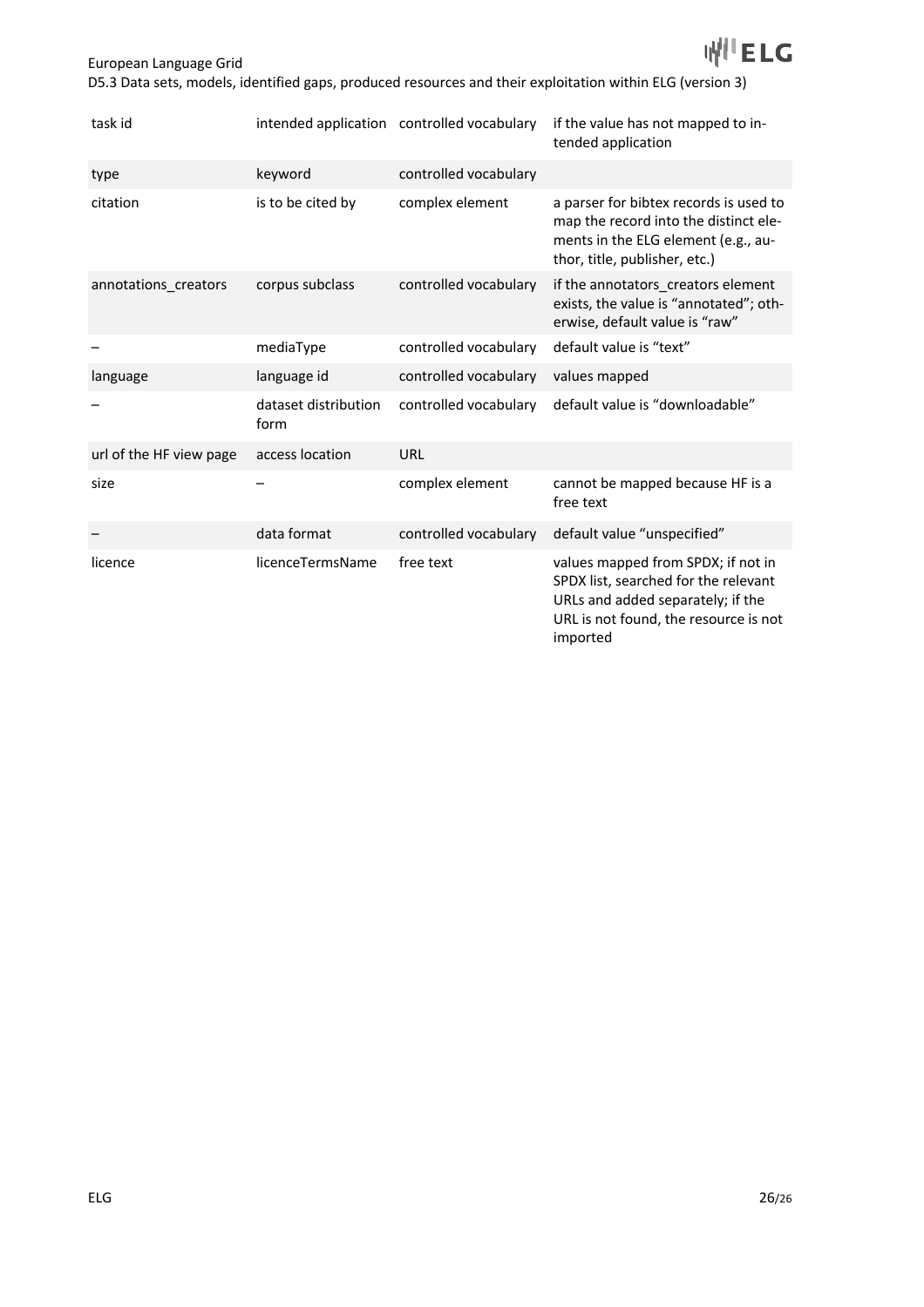| | | | |
|---|---|---|---|
| task id | intended application | controlled vocabulary | if the value has not mapped to intended application |
| type | keyword | controlled vocabulary | |
| citation | is to be cited by | complex element | a parser for bibtex records is used to map the record into the distinct elements in the ELG element (e.g., author, title, publisher, etc.) |
| annotations_creators | corpus subclass | controlled vocabulary | if the annotators_creators element exists, the value is "annotated"; otherwise, default value is "raw" |
| – | mediaType | controlled vocabulary | default value is "text" |
| language | language id | controlled vocabulary | values mapped |
| – | dataset distribution form | controlled vocabulary | default value is "downloadable" |
| url of the HF view page | access location | URL | |
| size | – | complex element | cannot be mapped because HF is a free text |
| – | data format | controlled vocabulary | default value "unspecified" |
| licence | licenceTermsName | free text | values mapped from SPDX; if not in SPDX list, searched for the relevant URLs and added separately; if the URL is not found, the resource is not imported |